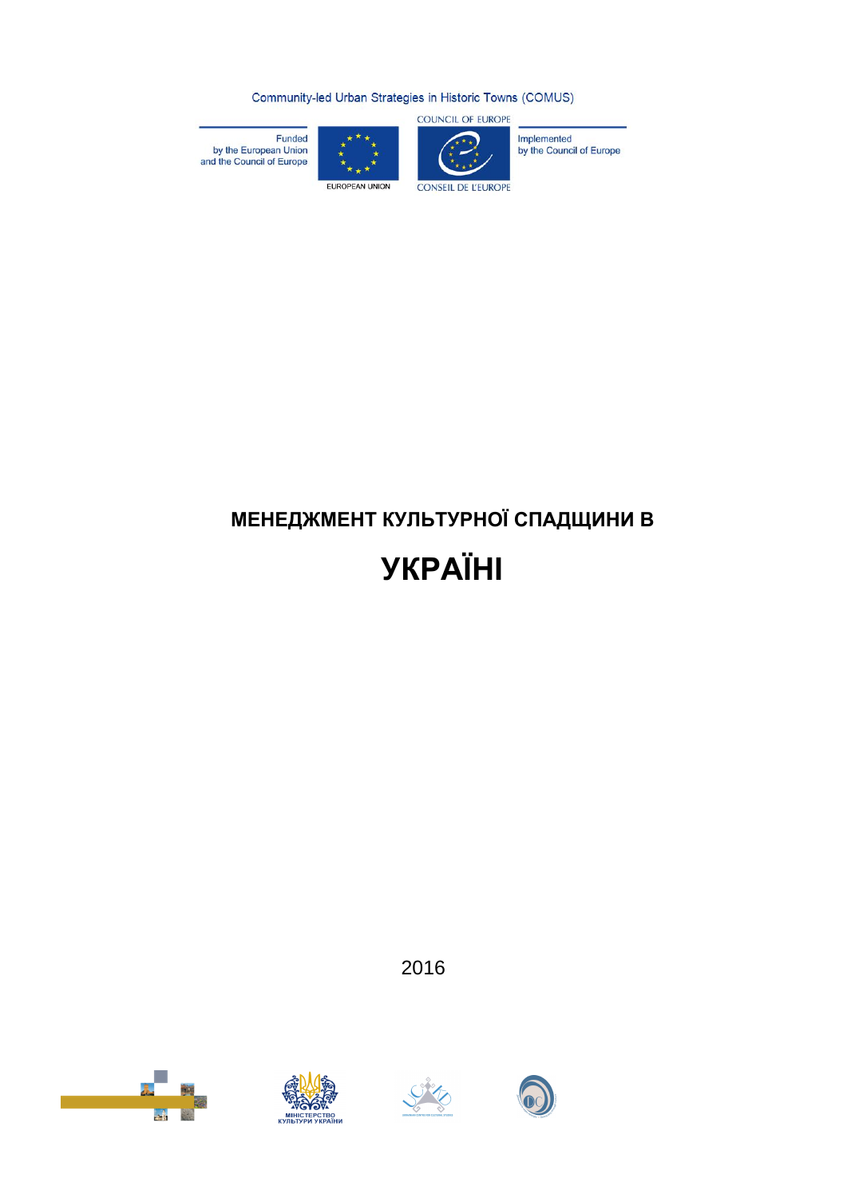Community-led Urban Strategies in Historic Towns (COMUS)

Funded by the European Union and the Council of Europe

EUROPEAN UNION

COUNCIL OF EUROPE

CONSEIL DE L'EUROPE

Implemented by the Council of Europe

# МЕНЕДЖМЕНТ КУЛЬТУРНОЇ СПАДЩИНИ В УКРАЇНІ

2016

МІНІСТЕРСТВО КУЛЬТУРИ УКРАЇНИ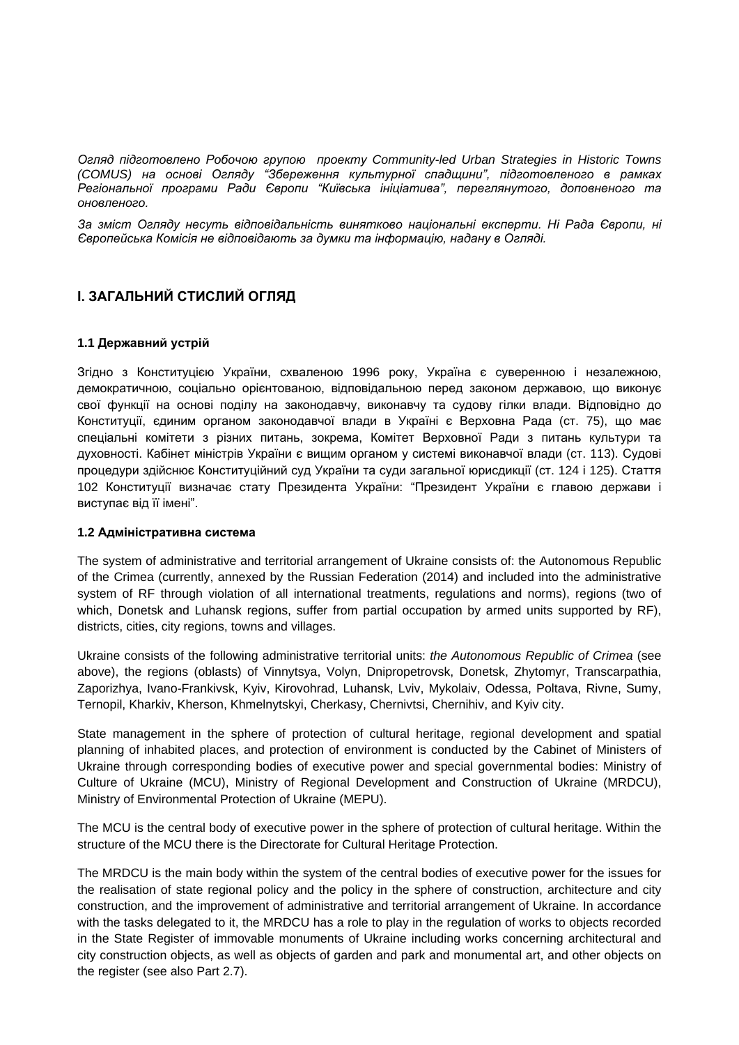*Огляд підготовлено Робочою групою проекту Community-led Urban Strategies in Historic Towns (COMUS) на основі Огляду "Збереження культурної спадщини", підготовленого в рамках Регіональної програми Ради Європи "Київська ініціатива", переглянутого, доповненого та оновленого.*

*За зміст Огляду несуть відповідальність виняткова національні експерти. Ні Рада Європи, ні Європейська Комісія не відповідають за думки та інформацію, надану в Огляді.*

## I. ЗАГАЛЬНИЙ СТИСЛИЙ ОГЛЯД

### 1.1 Державний устрій

Згідно з Конституцією України, схваленою 1996 року, Україна є суверенною і незалежною, демократичною, соціально орієнтованою, відповідальною перед законом державою, що виконує свої функції на основі поділу на законодавчу, виконавчу та судову гілки влади. Відповідно до Конституції, єдиним органом законодавчої влади в Україні є Верховна Рада (ст. 75), що має спеціальні комітети з різних питань, зокрема, Комітет Верховної Ради з питань культури та духовності. Кабінет міністрів України є вищим органом у системі виконавчої влади (ст. 113). Судові процедури здійснює Конституційний суд України та суди загальної юрисдикції (ст. 124 і 125). Стаття 102 Конституції визначає стату Президента України: "Президент України є главою держави і виступає від її імені".

### 1.2 Адміністративна система

The system of administrative and territorial arrangement of Ukraine consists of: the Autonomous Republic of the Crimea (currently, annexed by the Russian Federation (2014) and included into the administrative system of RF through violation of all international treatments, regulations and norms), regions (two of which, Donetsk and Luhansk regions, suffer from partial occupation by armed units supported by RF), districts, cities, city regions, towns and villages.

Ukraine consists of the following administrative territorial units: *the Autonomous Republic of Crimea* (see above), the regions (oblasts) of Vinnytsya, Volyn, Dnipropetrovsk, Donetsk, Zhytomyr, Transcarpathia, Zaporizhya, Ivano-Frankivsk, Kyiv, Kirovohrad, Luhansk, Lviv, Mykolaiv, Odessa, Poltava, Rivne, Sumy, Ternopil, Kharkiv, Kherson, Khmelnytskyi, Cherkasy, Chernivtsi, Chernihiv, and Kyiv city.

State management in the sphere of protection of cultural heritage, regional development and spatial planning of inhabited places, and protection of environment is conducted by the Cabinet of Ministers of Ukraine through corresponding bodies of executive power and special governmental bodies: Ministry of Culture of Ukraine (MCU), Ministry of Regional Development and Construction of Ukraine (MRDCU), Ministry of Environmental Protection of Ukraine (MEPU).

The MCU is the central body of executive power in the sphere of protection of cultural heritage. Within the structure of the MCU there is the Directorate for Cultural Heritage Protection.

The MRDCU is the main body within the system of the central bodies of executive power for the issues for the realisation of state regional policy and the policy in the sphere of construction, architecture and city construction, and the improvement of administrative and territorial arrangement of Ukraine. In accordance with the tasks delegated to it, the MRDCU has a role to play in the regulation of works to objects recorded in the State Register of immovable monuments of Ukraine including works concerning architectural and city construction objects, as well as objects of garden and park and monumental art, and other objects on the register (see also Part 2.7).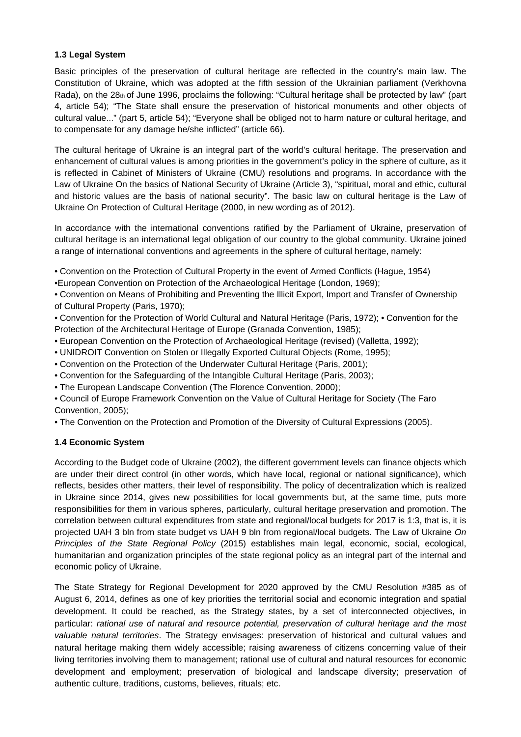### 1.3 Legal System

Basic principles of the preservation of cultural heritage are reflected in the country's main law. The Constitution of Ukraine, which was adopted at the fifth session of the Ukrainian parliament (Verkhovna Rada), on the 28th of June 1996, proclaims the following: "Cultural heritage shall be protected by law" (part 4, article 54); "The State shall ensure the preservation of historical monuments and other objects of cultural value..." (part 5, article 54); "Everyone shall be obliged not to harm nature or cultural heritage, and to compensate for any damage he/she inflicted" (article 66).

The cultural heritage of Ukraine is an integral part of the world's cultural heritage. The preservation and enhancement of cultural values is among priorities in the government's policy in the sphere of culture, as it is reflected in Cabinet of Ministers of Ukraine (CMU) resolutions and programs. In accordance with the Law of Ukraine On the basics of National Security of Ukraine (Article 3), "spiritual, moral and ethic, cultural and historic values are the basis of national security". The basic law on cultural heritage is the Law of Ukraine On Protection of Cultural Heritage (2000, in new wording as of 2012).

In accordance with the international conventions ratified by the Parliament of Ukraine, preservation of cultural heritage is an international legal obligation of our country to the global community. Ukraine joined a range of international conventions and agreements in the sphere of cultural heritage, namely:

- Convention on the Protection of Cultural Property in the event of Armed Conflicts (Hague, 1954)
- European Convention on Protection of the Archaeological Heritage (London, 1969);
- Convention on Means of Prohibiting and Preventing the Illicit Export, Import and Transfer of Ownership of Cultural Property (Paris, 1970);
- Convention for the Protection of World Cultural and Natural Heritage (Paris, 1972);
- Convention for the Protection of the Architectural Heritage of Europe (Granada Convention, 1985);
- European Convention on the Protection of Archaeological Heritage (revised) (Valletta, 1992);
- UNIDROIT Convention on Stolen or Illegally Exported Cultural Objects (Rome, 1995);
- Convention on the Protection of the Underwater Cultural Heritage (Paris, 2001);
- Convention for the Safeguarding of the Intangible Cultural Heritage (Paris, 2003);
- The European Landscape Convention (The Florence Convention, 2000);
- Council of Europe Framework Convention on the Value of Cultural Heritage for Society (The Faro Convention, 2005);
- The Convention on the Protection and Promotion of the Diversity of Cultural Expressions (2005).

### 1.4 Economic System

According to the Budget code of Ukraine (2002), the different government levels can finance objects which are under their direct control (in other words, which have local, regional or national significance), which reflects, besides other matters, their level of responsibility. The policy of decentralization which is realized in Ukraine since 2014, gives new possibilities for local governments but, at the same time, puts more responsibilities for them in various spheres, particularly, cultural heritage preservation and promotion. The correlation between cultural expenditures from state and regional/local budgets for 2017 is 1:3, that is, it is projected UAH 3 bln from state budget vs UAH 9 bln from regional/local budgets. The Law of Ukraine *On Principles of the State Regional Policy* (2015) establishes main legal, economic, social, ecological, humanitarian and organization principles of the state regional policy as an integral part of the internal and economic policy of Ukraine.

The State Strategy for Regional Development for 2020 approved by the CMU Resolution #385 as of August 6, 2014, defines as one of key priorities the territorial social and economic integration and spatial development. It could be reached, as the Strategy states, by a set of interconnected objectives, in particular: *rational use of natural and resource potential, preservation of cultural heritage and the most valuable natural territories*. The Strategy envisages: preservation of historical and cultural values and natural heritage making them widely accessible; raising awareness of citizens concerning value of their living territories involving them to management; rational use of cultural and natural resources for economic development and employment; preservation of biological and landscape diversity; preservation of authentic culture, traditions, customs, believes, rituals; etc.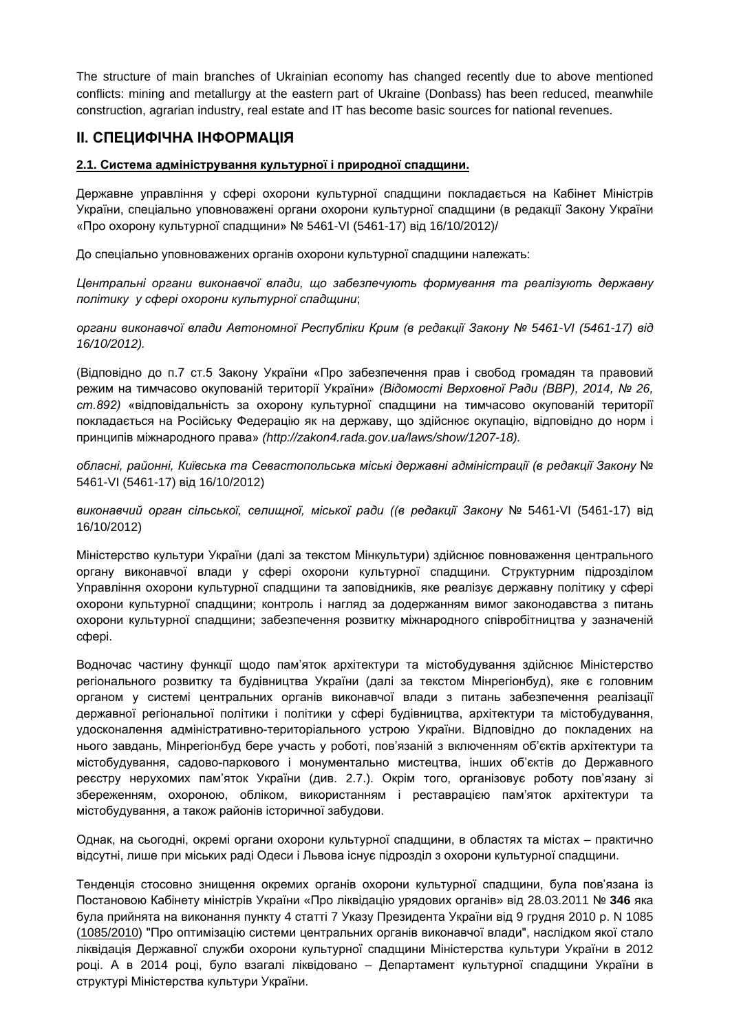The structure of main branches of Ukrainian economy has changed recently due to above mentioned conflicts: mining and metallurgy at the eastern part of Ukraine (Donbass) has been reduced, meanwhile construction, agrarian industry, real estate and IT has become basic sources for national revenues.

## II. СПЕЦИФІЧНА ІНФОРМАЦІЯ

### 2.1. Система адміністрування культурної і природної спадщини.

Державне управління у сфері охорони культурної спадщини покладається на Кабінет Міністрів України, спеціально уповноважені органи охорони культурної спадщини (в редакції Закону України «Про охорону культурної спадщини» № 5461-VI (5461-17) від 16/10/2012)/

До спеціально уповноважених органів охорони культурної спадщини належать:

*Центральні органи виконавчої влади, що забезпечують формування та реалізують державну політику у сфері охорони культурної спадщини*;

*органи виконавчої влади Автономної Республіки Крим (в редакції Закону № 5461-VI (5461-17) від 16/10/2012).*

(Відповідно до п.7 ст.5 Закону України «Про забезпечення прав і свобод громадян та правовий режим на тимчасово окупованій території України» *(Відомості Верховної Ради (ВВР), 2014, № 26, ст.892)* «відповідальність за охорону культурної спадщини на тимчасово окупованій території покладається на Російську Федерацію як на державу, що здійснює окупацію, відповідно до норм і принципів міжнародного права» *(http://zakon4.rada.gov.ua/laws/show/1207-18).*

*обласні, районні, Київська та Севастопольська міські державні адміністрації (в редакції Закону* № 5461-VI (5461-17) від 16/10/2012)

*виконавчий орган сільської, селищної, міської ради ((в редакції Закону* № 5461-VI (5461-17) від 16/10/2012)

Міністерство культури України (далі за текстом Мінкультури) здійснює повноваження центрального органу виконавчої влади у сфері охорони культурної спадщини. Структурним підрозділом Управління охорони культурної спадщини та заповідників, яке реалізує державну політику у сфері охорони культурної спадщини; контроль і нагляд за додержанням вимог законодавства з питань охорони культурної спадщини; забезпечення розвитку міжнародного співробітництва у зазначеній сфері.

Водночас частину функції щодо пам'яток архітектури та містобудування здійснює Міністерство регіонального розвитку та будівництва України (далі за текстом Мінрегіонбуд), яке є головним органом у системі центральних органів виконавчої влади з питань забезпечення реалізації державної регіональної політики і політики у сфері будівництва, архітектури та містобудування, удосконалення адміністративно-територіального устрою України. Відповідно до покладених на нього завдань, Мінрегіонбуд бере участь у роботі, пов'язаній з включенням об'єктів архітектури та містобудування, садово-паркового і монументально мистецтва, інших об'єктів до Державного реєстру нерухомих пам'яток України (див. 2.7.). Окрім того, організовує роботу пов'язану зі збереженням, охороною, обліком, використанням і реставрацією пам'яток архітектури та містобудування, а також районів історичної забудови.

Однак, на сьогодні, окремі органи охорони культурної спадщини, в областях та містах – практично відсутні, лише при міських раді Одеси і Львова існує підрозділ з охорони культурної спадщини.

Тенденція стосовно знищення окремих органів охорони культурної спадщини, була пов'язана із Постановою Кабінету міністрів України «Про ліквідацію урядових органів» від 28.03.2011 № **346** яка була прийнята на виконання пункту 4 статті 7 Указу Президента України від 9 грудня 2010 р. N 1085 (1085/2010) "Про оптимізацію системи центральних органів виконавчої влади", наслідком якої стало ліквідація Державної служби охорони культурної спадщини Міністерства культури України в 2012 році. А в 2014 році, було взагалі ліквідовано – Департамент культурної спадщини України в структурі Міністерства культури України.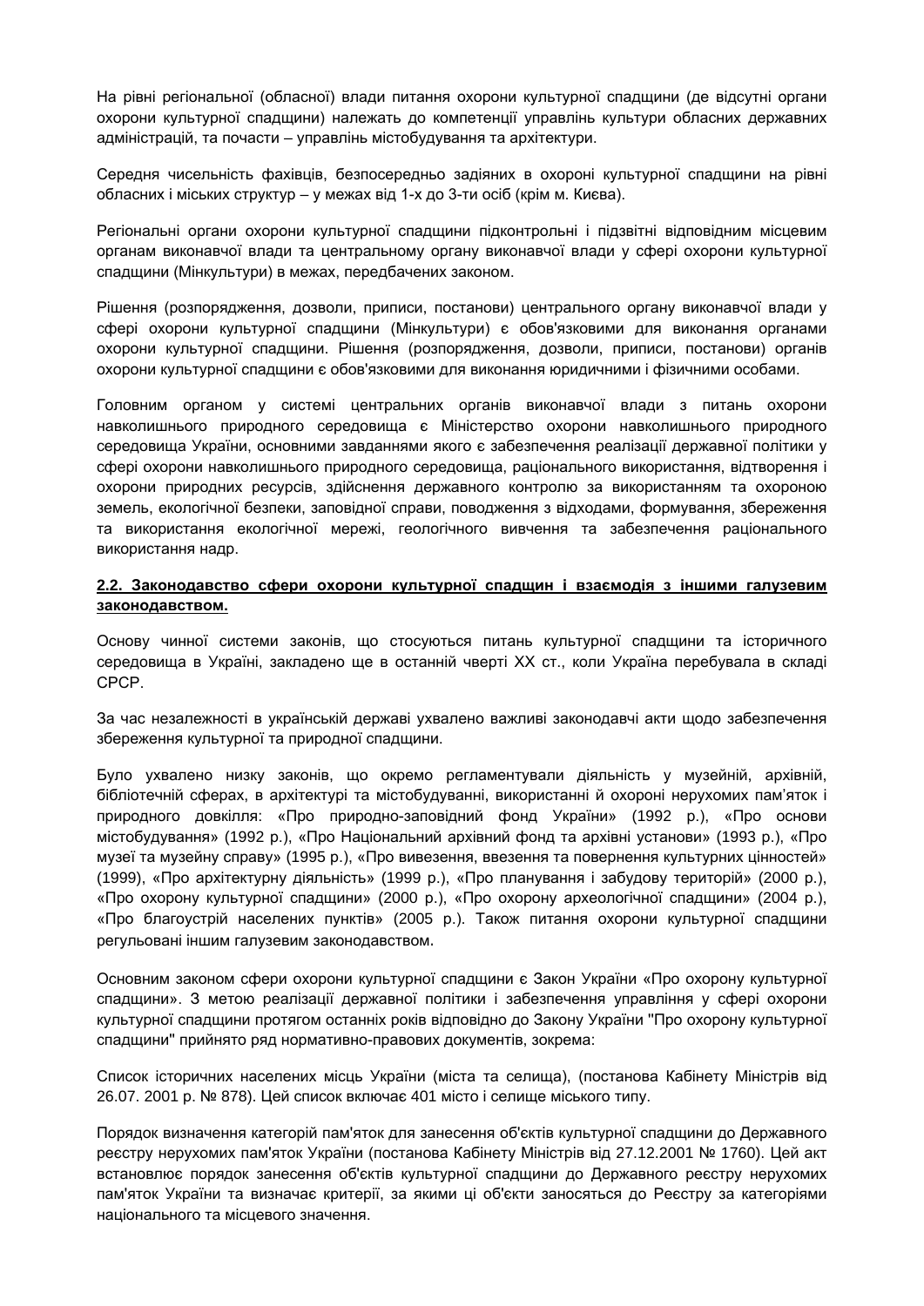На рівні регіональної (обласної) влади питання охорони культурної спадщини (де відсутні органи охорони культурної спадщини) належать до компетенції управлінь культури обласних державних адміністрацій, та почасти – управлінь містобудування та архітектури.

Середня чисельність фахівців, безпосередньо задіяних в охороні культурної спадщини на рівні обласних і міських структур – у межах від 1-х до 3-ти осіб (крім м. Києва).

Регіональні органи охорони культурної спадщини підконтрольні і підзвітні відповідним місцевим органам виконавчої влади та центральному органу виконавчої влади у сфері охорони культурної спадщини (Мінкультури) в межах, передбачених законом.

Рішення (розпорядження, дозволи, приписи, постанови) центрального органу виконавчої влади у сфері охорони культурної спадщини (Мінкультури) є обов'язковими для виконання органами охорони культурної спадщини. Рішення (розпорядження, дозволи, приписи, постанови) органів охорони культурної спадщини є обов'язковими для виконання юридичними і фізичними особами.

Головним органом у системі центральних органів виконавчої влади з питань охорони навколишнього природного середовища є Міністерство охорони навколишнього природного середовища України, основними завданнями якого є забезпечення реалізації державної політики у сфері охорони навколишнього природного середовища, раціонального використання, відтворення і охорони природних ресурсів, здійснення державного контролю за використанням та охороною земель, екологічної безпеки, заповідної справи, поводження з відходами, формування, збереження та використання екологічної мережі, геологічного вивчення та забезпечення раціонального використання надр.

**2.2. Законодавство сфери охорони культурної спадщин і взаємодія з іншими галузевим законодавством.**

Основу чинної системи законів, що стосуються питань культурної спадщини та історичного середовища в Україні, закладено ще в останній чверті XX ст., коли Україна перебувала в складі СРСР.

За час незалежності в українській державі ухвалено важливі законодавчі акти щодо забезпечення збереження культурної та природної спадщини.

Було ухвалено низку законів, що окремо регламентували діяльність у музейній, архівній, бібліотечній сферах, в архітектурі та містобудуванні, використанні й охороні нерухомих пам'яток і природного довкілля: «Про природно-заповідний фонд України» (1992 р.), «Про основи містобудування» (1992 р.), «Про Національний архівний фонд та архівні установи» (1993 р.), «Про музеї та музейну справу» (1995 р.), «Про вивезення, ввезення та повернення культурних цінностей» (1999), «Про архітектурну діяльність» (1999 р.), «Про планування і забудову територій» (2000 р.), «Про охорону культурної спадщини» (2000 р.), «Про охорону археологічної спадщини» (2004 р.), «Про благоустрій населених пунктів» (2005 р.). Також питання охорони культурної спадщини регульовані іншим галузевим законодавством.

Основним законом сфери охорони культурної спадщини є Закон України «Про охорону культурної спадщини». З метою реалізації державної політики і забезпечення управління у сфері охорони культурної спадщини протягом останніх років відповідно до Закону України "Про охорону культурної спадщини" прийнято ряд нормативно-правових документів, зокрема:

Список історичних населених місць України (міста та селища), (постанова Кабінету Міністрів від 26.07. 2001 р. № 878). Цей список включає 401 місто і селище міського типу.

Порядок визначення категорій пам'яток для занесення об'єктів культурної спадщини до Державного реєстру нерухомих пам'яток України (постанова Кабінету Міністрів від 27.12.2001 № 1760). Цей акт встановлює порядок занесення об'єктів культурної спадщини до Державного реєстру нерухомих пам'яток України та визначає критерії, за якими ці об'єкти заносяться до Реєстру за категоріями національного та місцевого значення.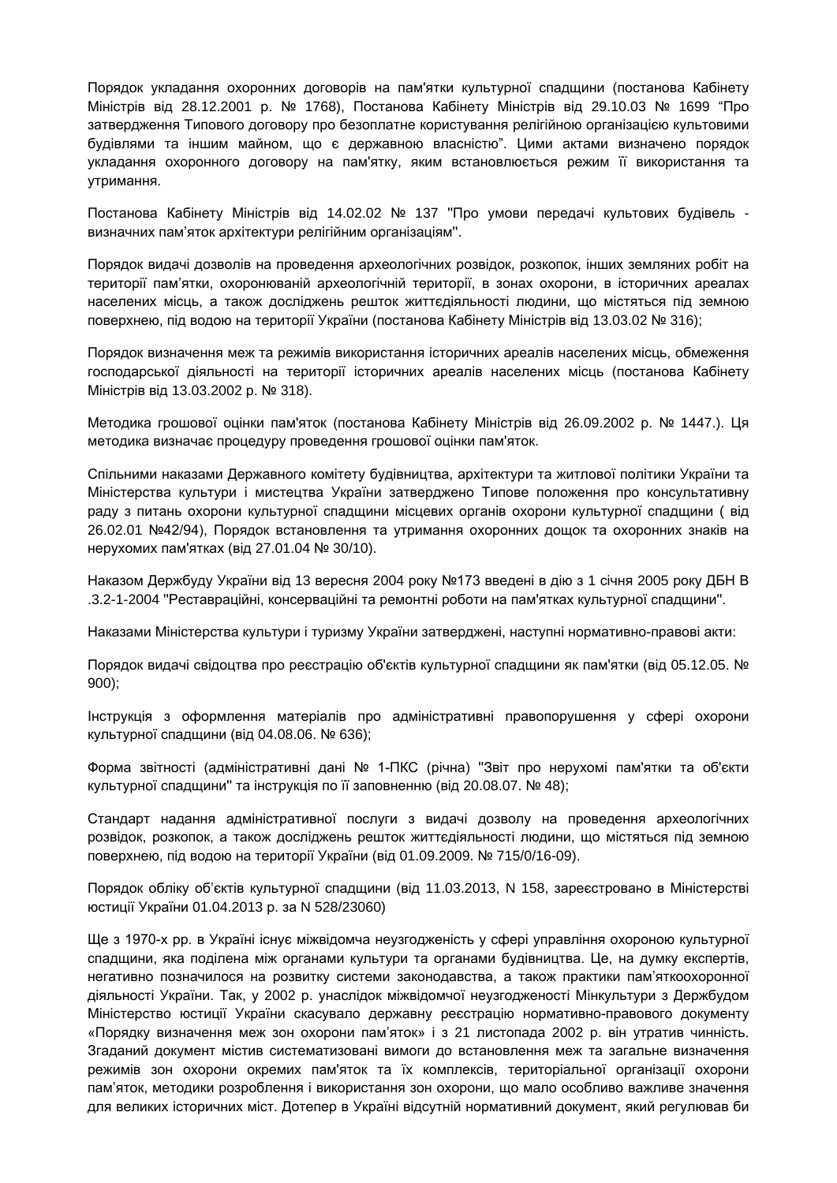Порядок укладання охоронних договорів на пам'ятки культурної спадщини (постанова Кабінету Міністрів від 28.12.2001 р. № 1768), Постанова Кабінету Міністрів від 29.10.03 № 1699 "Про затвердження Типового договору про безоплатне користування релігійною організацією культовими будівлями та іншим майном, що є державною власністю". Цими актами визначено порядок укладання охоронного договору на пам'ятку, яким встановлюється режим її використання та утримання.

Постанова Кабінету Міністрів від 14.02.02 № 137 "Про умови передачі культових будівель - визначних пам'яток архітектури релігійним організаціям".

Порядок видачі дозволів на проведення археологічних розвідок, розкопок, інших земляних робіт на території пам'ятки, охоронюваній археологічній території, в зонах охорони, в історичних ареалах населених місць, а також досліджень решток життєдіяльності людини, що містяться під земною поверхнею, під водою на території України (постанова Кабінету Міністрів від 13.03.02 № 316);

Порядок визначення меж та режимів використання історичних ареалів населених місць, обмеження господарської діяльності на території історичних ареалів населених місць (постанова Кабінету Міністрів від 13.03.2002 р. № 318).

Методика грошової оцінки пам'яток (постанова Кабінету Міністрів від 26.09.2002 р. № 1447.). Ця методика визначає процедуру проведення грошової оцінки пам'яток.

Спільними наказами Державного комітету будівництва, архітектури та житлової політики України та Міністерства культури і мистецтва України затверджено Типове положення про консультативну раду з питань охорони культурної спадщини місцевих органів охорони культурної спадщини ( від 26.02.01 №42/94), Порядок встановлення та утримання охоронних дощок та охоронних знаків на нерухомих пам'ятках (від 27.01.04 № 30/10).

Наказом Держбуду України від 13 вересня 2004 року №173 введені в дію з 1 січня 2005 року ДБН В .3.2-1-2004 "Реставраційні, консерваційні та ремонтні роботи на пам'ятках культурної спадщини".

Наказами Міністерства культури і туризму України затверджені, наступні нормативно-правові акти:

Порядок видачі свідоцтва про реєстрацію об'єктів культурної спадщини як пам'ятки (від 05.12.05. № 900);

Інструкція з оформлення матеріалів про адміністративні правопорушення у сфері охорони культурної спадщини (від 04.08.06. № 636);

Форма звітності (адміністративні дані № 1-ПКС (річна) "Звіт про нерухомі пам'ятки та об'єкти культурної спадщини" та інструкція по її заповненню (від 20.08.07. № 48);

Стандарт надання адміністративної послуги з видачі дозволу на проведення археологічних розвідок, розкопок, а також досліджень решток життєдіяльності людини, що містяться під земною поверхнею, під водою на території України (від 01.09.2009. № 715/0/16-09).

Порядок обліку об'єктів культурної спадщини (від 11.03.2013, N 158, зареєстровано в Міністерстві юстиції України 01.04.2013 р. за N 528/23060)

Ще з 1970-х рр. в Україні існує міжвідомча неузгодженість у сфері управління охороною культурної спадщини, яка поділена між органами культури та органами будівництва. Це, на думку експертів, негативно позначилося на розвитку системи законодавства, а також практики пам'яткоохоронної діяльності України. Так, у 2002 р. унаслідок міжвідомчої неузгодженості Мінкультури з Держбудом Міністерство юстиції України скасувало державну реєстрацію нормативно-правового документу «Порядку визначення меж зон охорони пам'яток» і з 21 листопада 2002 р. він утратив чинність. Згаданий документ містив систематизовані вимоги до встановлення меж та загальне визначення режимів зон охорони окремих пам'яток та їх комплексів, територіальної організації охорони пам'яток, методики розроблення і використання зон охорони, що мало особливо важливе значення для великих історичних міст. Дотепер в Україні відсутній нормативний документ, який регулював би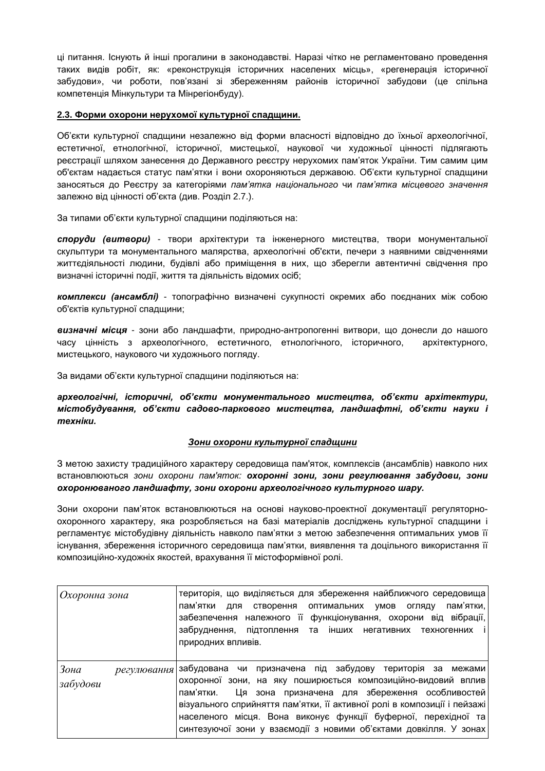ці питання. Існують й інші прогалини в законодавстві. Наразі чітко не регламентовано проведення таких видів робіт, як: «реконструкція історичних населених місць», «регенерація історичної забудови», чи роботи, пов'язані зі збереженням районів історичної забудови (це спільна компетенція Мінкультури та Мінрегіонбуду).

**2.3. Форми охорони нерухомої культурної спадщини.**

Об'єкти культурної спадщини незалежно від форми власності відповідно до їхньої археологічної, естетичної, етнологічної, історичної, мистецької, наукової чи художньої цінності підлягають реєстрації шляхом занесення до Державного реєстру нерухомих пам'яток України. Тим самим цим об'єктам надається статус пам'ятки і вони охороняються державою. Об'єкти культурної спадщини заносяться до Реєстру за категоріями *пам'ятка національного* чи *пам'ятка місцевого значення* залежно від цінності об'єкта (див. Розділ 2.7.).

За типами об'єкти культурної спадщини поділяються на:

***споруди (витвори)*** - твори архітектури та інженерного мистецтва, твори монументальної скульптури та монументального малярства, археологічні об'єкти, печери з наявними свідченнями життєдіяльності людини, будівлі або приміщення в них, що зберегли автентичні свідчення про визначні історичні події, життя та діяльність відомих осіб;

***комплекси (ансамблі)*** - топографічно визначені сукупності окремих або поєднаних між собою об'єктів культурної спадщини;

***визначні місця*** - зони або ландшафти, природно-антропогенні витвори, що донесли до нашого часу цінність з археологічного, естетичного, етнологічного, історичного, архітектурного, мистецького, наукового чи художнього погляду.

За видами об'єкти культурної спадщини поділяються на:

***археологічні, історичні, об'єкти монументального мистецтва, об'єкти архітектури, містобудування, об'єкти садово-паркового мистецтва, ландшафтні, об'єкти науки і техніки.***

***Зони охорони культурної спадщини***

З метою захисту традиційного характеру середовища пам'яток, комплексів (ансамблів) навколо них встановлюються *зони охорони пам'яток:* ***охоронні зони, зони регулювання забудови, зони охоронюваного ландшафту, зони охорони археологічного культурного шару.***

Зони охорони пам'яток встановлюються на основі науково-проектної документації регуляторно-охоронного характеру, яка розробляється на базі матеріалів досліджень культурної спадщини і регламентує містобудівну діяльність навколо пам'ятки з метою забезпечення оптимальних умов її існування, збереження історичного середовища пам'ятки, виявлення та доцільного використання її композиційно-художніх якостей, врахування її містоформівної ролі.

| | |
|---|---|
| *Охоронна зона* | територія, що виділяється для збереження найближчого середовища пам'ятки для створення оптимальних умов огляду пам'ятки, забезпечення належного її функціонування, охорони від вібрації, забруднення, підтоплення та інших негативних техногенних і природних впливів. |
| *Зона регулювання забудови* | забудована чи призначена під забудову територія за межами охоронної зони, на яку поширюється композиційно-видовий вплив пам'ятки. Ця зона призначена для збереження особливостей візуального сприйняття пам'ятки, її активної ролі в композиції і пейзажі населеного місця. Вона виконує функції буферної, перехідної та синтезуючої зони у взаємодії з новими об'єктами довкілля. У зонах |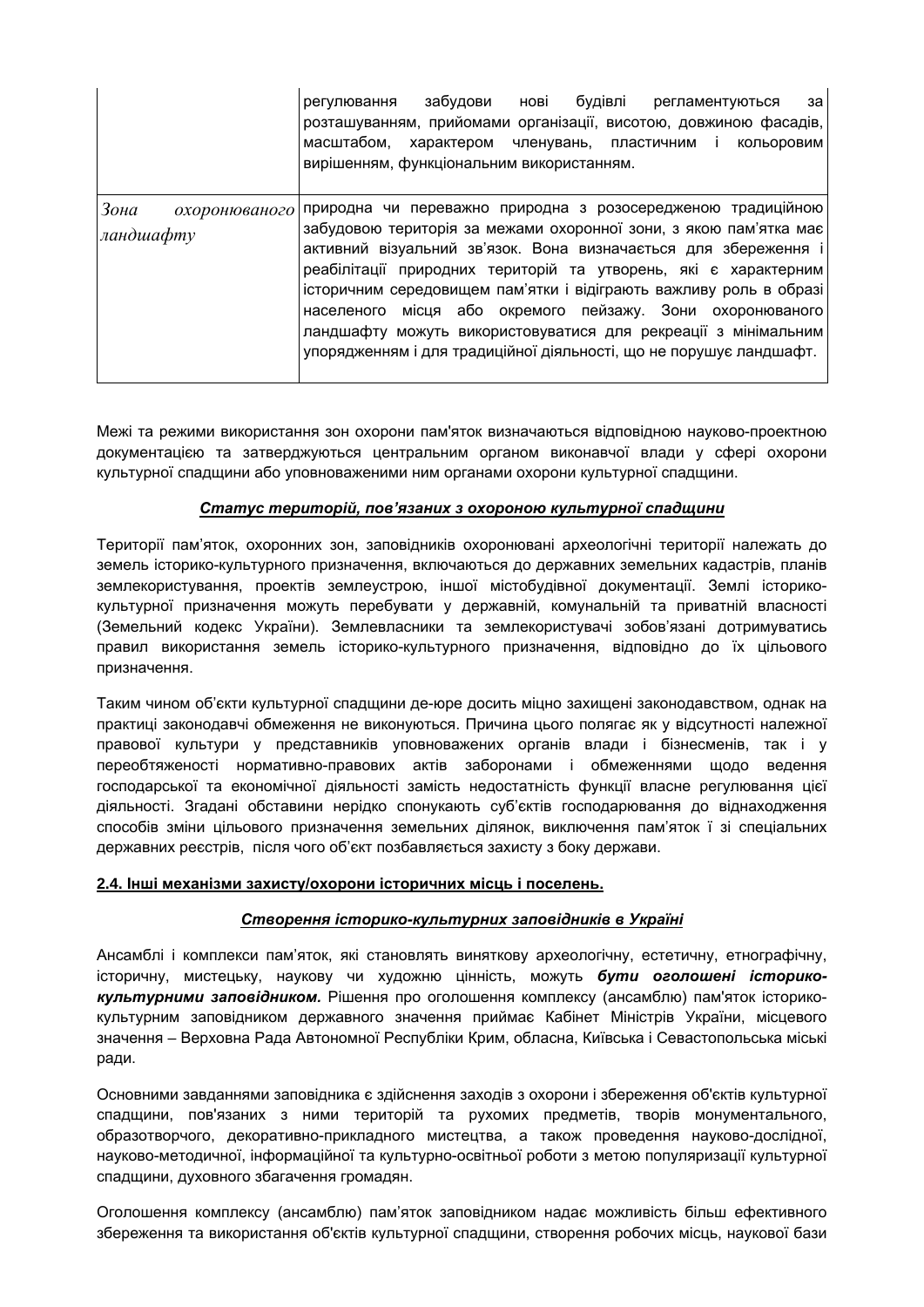| | |
|---|---|
| | регулювання забудови нові будівлі регламентуються за розташуванням, прийомами організації, висотою, довжиною фасадів, масштабом, характером членувань, пластичним і кольоровим вирішенням, функціональним використанням. |
| *Зона охоронюваного ландшафту* | природна чи переважно природна з розосередженою традиційною забудовою територія за межами охоронної зони, з якою пам'ятка має активний візуальний зв'язок. Вона визначається для збереження і реабілітації природних територій та утворень, які є характерним історичним середовищем пам'ятки і відіграють важливу роль в образі населеного місця або окремого пейзажу. Зони охоронюваного ландшафту можуть використовуватися для рекреації з мінімальним упорядженням і для традиційної діяльності, що не порушує ландшафт. |

Межі та режими використання зон охорони пам'яток визначаються відповідною науково-проектною документацією та затверджуються центральним органом виконавчої влади у сфері охорони культурної спадщини або уповноваженими ним органами охорони культурної спадщини.

***<u>Статус територій, пов'язаних з охороною культурної спадщини</u>***

Території пам'яток, охоронних зон, заповідників охоронювані археологічні території належать до земель історико-культурного призначення, включаються до державних земельних кадастрів, планів землекористування, проектів землеустрою, іншої містобудівної документації. Землі історико-культурної призначення можуть перебувати у державній, комунальній та приватній власності (Земельний кодекс України). Землевласники та землекористувачі зобов'язані дотримуватись правил використання земель історико-культурного призначення, відповідно до їх цільового призначення.

Таким чином об'єкти культурної спадщини де-юре досить міцно захищені законодавством, однак на практиці законодавчі обмеження не виконуються. Причина цього полягає як у відсутності належної правової культури у представників уповноважених органів влади і бізнесменів, так і у переобтяженості нормативно-правових актів заборонами і обмеженнями щодо ведення господарської та економічної діяльності замість недостатність функції власне регулювання цієї діяльності. Згадані обставини нерідко спонукають суб'єктів господарювання до віднаходження способів зміни цільового призначення земельних ділянок, виключення пам'яток ї зі спеціальних державних реєстрів, після чого об'єкт позбавляється захисту з боку держави.

**<u>2.4. Інші механізми захисту/охорони історичних місць і поселень.</u>**

***<u>Створення історико-культурних заповідників в Україні</u>***

Ансамблі і комплекси пам'яток, які становлять виняткову археологічну, естетичну, етнографічну, історичну, мистецьку, наукову чи художню цінність, можуть ***бути оголошені історико-культурними заповідником.*** Рішення про оголошення комплексу (ансамблю) пам'яток історико-культурним заповідником державного значення приймає Кабінет Міністрів України, місцевого значення – Верховна Рада Автономної Республіки Крим, обласна, Київська і Севастопольська міські ради.

Основними завданнями заповідника є здійснення заходів з охорони і збереження об'єктів культурної спадщини, пов'язаних з ними територій та рухомих предметів, творів монументального, образотворчого, декоративно-прикладного мистецтва, а також проведення науково-дослідної, науково-методичної, інформаційної та культурно-освітньої роботи з метою популяризації культурної спадщини, духовного збагачення громадян.

Оголошення комплексу (ансамблю) пам'яток заповідником надає можливість більш ефективного збереження та використання об'єктів культурної спадщини, створення робочих місць, наукової бази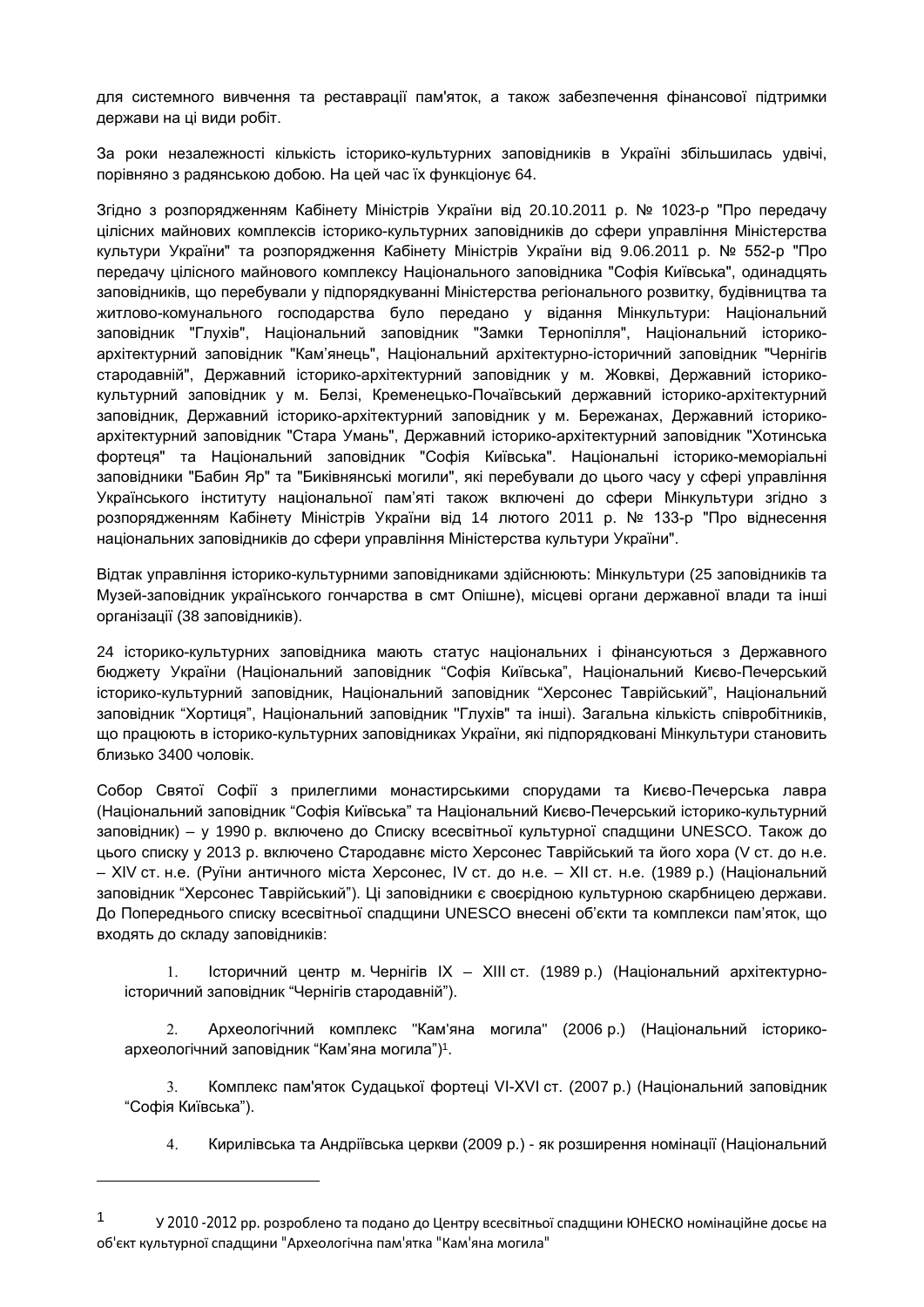для системного вивчення та реставрації пам'яток, а також забезпечення фінансової підтримки держави на ці види робіт.

За роки незалежності кількість історико-культурних заповідників в Україні збільшилась удвічі, порівняно з радянською добою. На цей час їх функціонує 64.

Згідно з розпорядженням Кабінету Міністрів України від 20.10.2011 р. № 1023-р "Про передачу цілісних майнових комплексів історико-культурних заповідників до сфери управління Міністерства культури України" та розпорядження Кабінету Міністрів України від 9.06.2011 р. № 552-р "Про передачу цілісного майнового комплексу Національного заповідника "Софія Київська", одинадцять заповідників, що перебували у підпорядкуванні Міністерства регіонального розвитку, будівництва та житлово-комунального господарства було передано у відання Мінкультури: Національний заповідник "Глухів", Національний заповідник "Замки Тернопілля", Національний історико-архітектурний заповідник "Кам’янець", Національний архітектурно-історичний заповідник "Чернігів стародавній", Державний історико-архітектурний заповідник у м. Жовкві, Державний історико-культурний заповідник у м. Белзі, Кременецько-Почаївський державний історико-архітектурний заповідник, Державний історико-архітектурний заповідник у м. Бережанах, Державний історико-архітектурний заповідник "Стара Умань", Державний історико-архітектурний заповідник "Хотинська фортеця" та Національний заповідник "Софія Київська". Національні історико-меморіальні заповідники "Бабин Яр" та "Биківнянські могили", які перебували до цього часу у сфері управління Українського інституту національної пам’яті також включені до сфери Мінкультури згідно з розпорядженням Кабінету Міністрів України від 14 лютого 2011 р. № 133-р "Про віднесення національних заповідників до сфери управління Міністерства культури України".

Відтак управління історико-культурними заповідниками здійснюють: Мінкультури (25 заповідників та Музей-заповідник українського гончарства в смт Опішне), місцеві органи державної влади та інші організації (38 заповідників).

24 історико-культурних заповідника мають статус національних і фінансуються з Державного бюджету України (Національний заповідник “Софія Київська”, Національний Києво-Печерський історико-культурний заповідник, Національний заповідник “Херсонес Таврійський”, Національний заповідник “Хортиця”, Національний заповідник "Глухів" та інші). Загальна кількість співробітників, що працюють в історико-культурних заповідниках України, які підпорядковані Мінкультури становить близько 3400 чоловік.

Собор Святої Софії з прилеглими монастирськими спорудами та Києво-Печерська лавра (Національний заповідник “Софія Київська” та Національний Києво-Печерський історико-культурний заповідник) – у 1990 р. включено до Списку всесвітньої культурної спадщини UNESCO. Також до цього списку у 2013 р. включено Стародавнє місто Херсонес Таврійський та його хора (V ст. до н.е. – XIV ст. н.е. (Руїни античного міста Херсонес, IV ст. до н.е. – XII ст. н.е. (1989 р.) (Національний заповідник “Херсонес Таврійський”). Ці заповідники є своєрідною культурною скарбницею держави. До Попереднього списку всесвітньої спадщини UNESCO внесені об’єкти та комплекси пам’яток, що входять до складу заповідників:

1. Історичний центр м. Чернігів IX – XIII ст. (1989 р.) (Національний архітектурно-історичний заповідник “Чернігів стародавній”).

2. Археологічний комплекс "Кам'яна могила" (2006 р.) (Національний історико-археологічний заповідник “Кам’яна могила”)[1].

3. Комплекс пам'яток Судацької фортеці VI-XVI ст. (2007 р.) (Національний заповідник “Софія Київська”).

4. Кирилівська та Андріївська церкви (2009 р.) - як розширення номінації (Національний

---

[1] У 2010 -2012 рр. розроблено та подано до Центру всесвітньої спадщини ЮНЕСКО номінаційне досьє на об'єкт культурної спадщини "Археологічна пам'ятка "Кам'яна могила"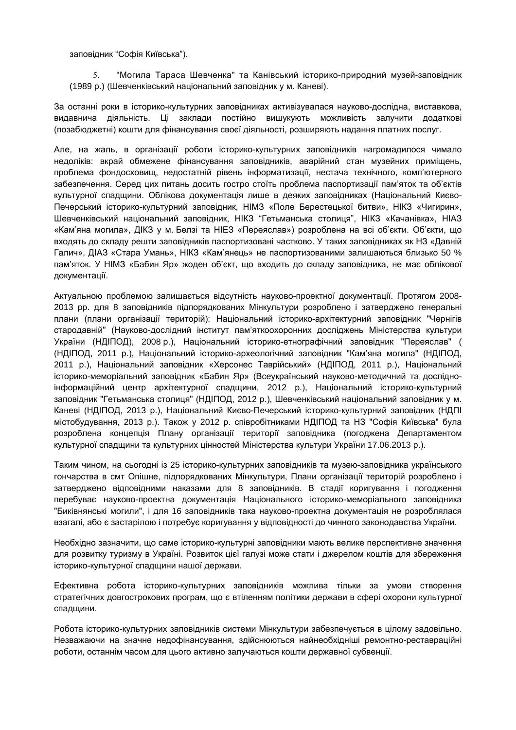заповідник “Софія Київська”).

5. "Могила Тараса Шевченка" та Канівський історико-природний музей-заповідник (1989 р.) (Шевченківський національний заповідник у м. Каневі).

За останні роки в історико-культурних заповідниках активізувалася науково-дослідна, виставкова, видавнича діяльність. Ці заклади постійно вишукують можливість залучити додаткові (позабюджетні) кошти для фінансування своєї діяльності, розширяють надання платних послуг.

Але, на жаль, в організації роботи історико-культурних заповідників нагромадилося чимало недоліків: вкрай обмежене фінансування заповідників, аварійний стан музейних приміщень, проблема фондосховищ, недостатній рівень інформатизації, нестача технічного, комп’ютерного забезпечення. Серед цих питань досить гостро стоїть проблема паспортизації пам’яток та об’єктів культурної спадщини. Облікова документація лише в деяких заповідниках (Національний Києво-Печерський історико-культурний заповідник, НІМЗ «Поле Берестецької битви», НІКЗ «Чигирин», Шевченківський національний заповідник, НІКЗ “Гетьманська столиця”, НІКЗ «Качанівка», НІАЗ «Кам’яна могила», ДІКЗ у м. Белзі та НІЕЗ «Переяслав») розроблена на всі об’єкти. Об’єкти, що входять до складу решти заповідників паспортизовані частково. У таких заповідниках як НЗ «Давній Галич», ДІАЗ «Стара Умань», НІКЗ «Кам’янець» не паспортизованими залишаються близько 50 % пам’яток. У НІМЗ «Бабин Яр» жоден об’єкт, що входить до складу заповідника, не має облікової документації.

Актуальною проблемою залишається відсутність науково-проектної документації. Протягом 2008-2013 рр. для 8 заповідників підпорядкованих Мінкультури розроблено і затверджено генеральні плани (плани організації територій): Національний історико-архітектурний заповідник "Чернігів стародавній" (Науково-дослідний інститут пам’яткоохоронних досліджень Міністерства культури України (НДІПОД), 2008 р.), Національний історико-етнографічний заповідник "Переяслав" ( (НДІПОД, 2011 р.), Національний історико-археологічний заповідник "Кам’яна могила" (НДІПОД, 2011 р.), Національний заповідник «Херсонес Таврійський» (НДІПОД, 2011 р.), Національний історико-меморіальний заповідник «Бабин Яр» (Всеукраїнський науково-методичний та дослідно-інформаційний центр архітектурної спадщини, 2012 р.), Національний історико-культурний заповідник "Гетьманська столиця" (НДІПОД, 2012 р.), Шевченківський національний заповідник у м. Каневі (НДІПОД, 2013 р.), Національний Києво-Печерський історико-культурний заповідник (НДПІ містобудування, 2013 р.). Також у 2012 р. співробітниками НДІПОД та НЗ "Софія Київська" була розроблена концепція Плану організації території заповідника (погоджена Департаментом культурної спадщини та культурних цінностей Міністерства культури України 17.06.2013 р.).

Таким чином, на сьогодні із 25 історико-культурних заповідників та музею-заповідника українського гончарства в смт Опішне, підпорядкованих Мінкультури, Плани організації територій розроблено і затверджено відповідними наказами для 8 заповідників. В стадії коригування і погодження перебуває науково-проектна документація Національного історико-меморіального заповідника "Биківнянські могили", і для 16 заповідників така науково-проектна документація не розроблялася взагалі, або є застарілою і потребує коригування у відповідності до чинного законодавства України.

Необхідно зазначити, що саме історико-культурні заповідники мають велике перспективне значення для розвитку туризму в Україні. Розвиток цієї галузі може стати і джерелом коштів для збереження історико-культурної спадщини нашої держави.

Ефективна робота історико-культурних заповідників можлива тільки за умови створення стратегічних довгострокових програм, що є втіленням політики держави в сфері охорони культурної спадщини.

Робота історико-культурних заповідників системи Мінкультури забезпечується в цілому задовільно. Незважаючи на значне недофінансування, здійснюються найнеобхідніші ремонтно-реставраційні роботи, останнім часом для цього активно залучаються кошти державної субвенції.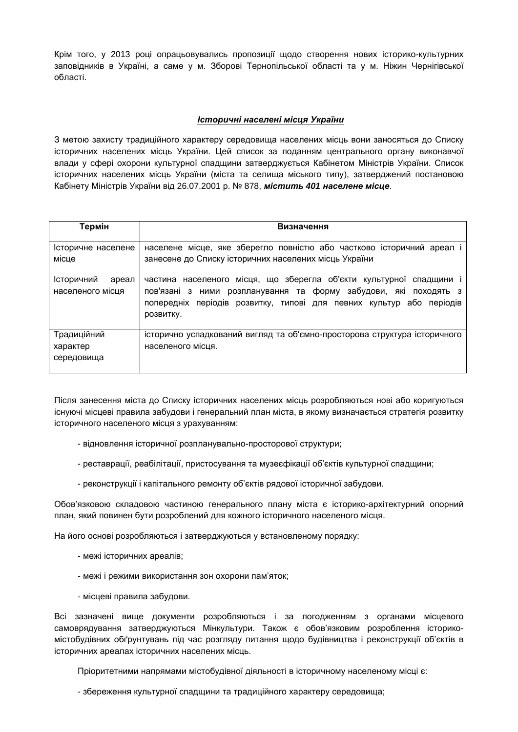Крім того, у 2013 році опрацьовувались пропозиції щодо створення нових історико-культурних заповідників в Україні, а саме у м. Зборові Тернопільської області та у м. Ніжин Чернігівської області.

***<u>Історичні населені місця України</u>***

З метою захисту традиційного характеру середовища населених місць вони заносяться до Списку історичних населених місць України. Цей список за поданням центрального органу виконавчої влади у сфері охорони культурної спадщини затверджується Кабінетом Міністрів України. Список історичних населених місць України (міста та селища міського типу), затверджений постановою Кабінету Міністрів України від 26.07.2001 р. № 878, ***містить 401 населене місце***.

| Термін | Визначення |
|---|---|
| Історичне населене місце | населене місце, яке зберегло повністю або частково історичний ареал і занесене до Списку історичних населених місць України |
| Історичний ареал населеного місця | частина населеного місця, що зберегла об'єкти культурної спадщини і пов'язані з ними розпланування та форму забудови, які походять з попередніх періодів розвитку, типові для певних культур або періодів розвитку. |
| Традиційний характер середовища | історично успадкований вигляд та об'ємно-просторова структура історичного населеного місця. |

Після занесення міста до Списку історичних населених місць розробляються нові або коригуються існуючі місцеві правила забудови і генеральний план міста, в якому визначається стратегія розвитку історичного населеного місця з урахуванням:

- відновлення історичної розпланувально-просторової структури;
- реставрації, реабілітації, пристосування та музеєфікації об'єктів культурної спадщини;
- реконструкції і капітального ремонту об'єктів рядової історичної забудови.

Обов'язковою складовою частиною генерального плану міста є історико-архітектурний опорний план, який повинен бути розроблений для кожного історичного населеного місця.

На його основі розробляються і затверджуються у встановленому порядку:

- межі історичних ареалів;
- межі і режими використання зон охорони пам'яток;
- місцеві правила забудови.

Всі зазначені вище документи розробляються і за погодженням з органами місцевого самоврядування затверджуються Мінкультури. Також є обов'язковим розроблення історико-містобудівних обґрунтувань під час розгляду питання щодо будівництва і реконструкції об'єктів в історичних ареалах історичних населених місць.

Пріоритетними напрямами містобудівної діяльності в історичному населеному місці є:

- збереження культурної спадщини та традиційного характеру середовища;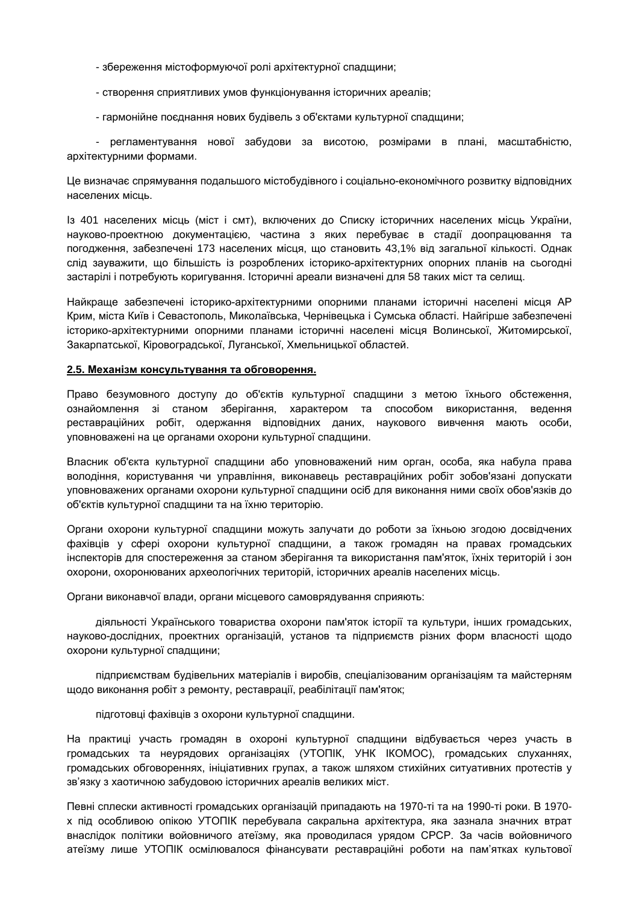- збереження містоформуючої ролі архітектурної спадщини;

- створення сприятливих умов функціонування історичних ареалів;

- гармонійне поєднання нових будівель з об'єктами культурної спадщини;

- регламентування нової забудови за висотою, розмірами в плані, масштабністю, архітектурними формами.

Це визначає спрямування подальшого містобудівного і соціально-економічного розвитку відповідних населених місць.

Із 401 населених місць (міст і смт), включених до Списку історичних населених місць України, науково-проектною документацією, частина з яких перебуває в стадії доопрацювання та погодження, забезпечені 173 населених місця, що становить 43,1% від загальної кількості. Однак слід зауважити, що більшість із розроблених історико-архітектурних опорних планів на сьогодні застарілі і потребують коригування. Історичні ареали визначені для 58 таких міст та селищ.

Найкраще забезпечені історико-архітектурними опорними планами історичні населені місця АР Крим, міста Київ і Севастополь, Миколаївська, Чернівецька і Сумська області. Найгірше забезпечені історико-архітектурними опорними планами історичні населені місця Волинської, Житомирської, Закарпатської, Кіровоградської, Луганської, Хмельницької областей.

**2.5. Механізм консультування та обговорення.**

Право безумовного доступу до об'єктів культурної спадщини з метою їхнього обстеження, ознайомлення зі станом зберігання, характером та способом використання, ведення реставраційних робіт, одержання відповідних даних, наукового вивчення мають особи, уповноважені на це органами охорони культурної спадщини.

Власник об'єкта культурної спадщини або уповноважений ним орган, особа, яка набула права володіння, користування чи управління, виконавець реставраційних робіт зобов'язані допускати уповноважених органами охорони культурної спадщини осіб для виконання ними своїх обов'язків до об'єктів культурної спадщини та на їхню територію.

Органи охорони культурної спадщини можуть залучати до роботи за їхньою згодою досвідчених фахівців у сфері охорони культурної спадщини, а також громадян на правах громадських інспекторів для спостереження за станом зберігання та використання пам'яток, їхніх територій і зон охорони, охоронюваних археологічних територій, історичних ареалів населених місць.

Органи виконавчої влади, органи місцевого самоврядування сприяють:

діяльності Українського товариства охорони пам'яток історії та культури, інших громадських, науково-дослідних, проектних організацій, установ та підприємств різних форм власності щодо охорони культурної спадщини;

підприємствам будівельних матеріалів і виробів, спеціалізованим організаціям та майстерням щодо виконання робіт з ремонту, реставрації, реабілітації пам'яток;

підготовці фахівців з охорони культурної спадщини.

На практиці участь громадян в охороні культурної спадщини відбувається через участь в громадських та неурядових організаціях (УТОПІК, УНК ІКОМОС), громадських слуханнях, громадських обговореннях, ініціативних групах, а також шляхом стихійних ситуативних протестів у зв'язку з хаотичною забудовою історичних ареалів великих міст.

Певні сплески активності громадських організацій припадають на 1970-ті та на 1990-ті роки. В 1970-х під особливою опікою УТОПІК перебувала сакральна архітектура, яка зазнала значних втрат внаслідок політики войовничого атеїзму, яка проводилася урядом СРСР. За часів войовничого атеїзму лише УТОПІК осмілювалося фінансувати реставраційні роботи на пам'ятках культової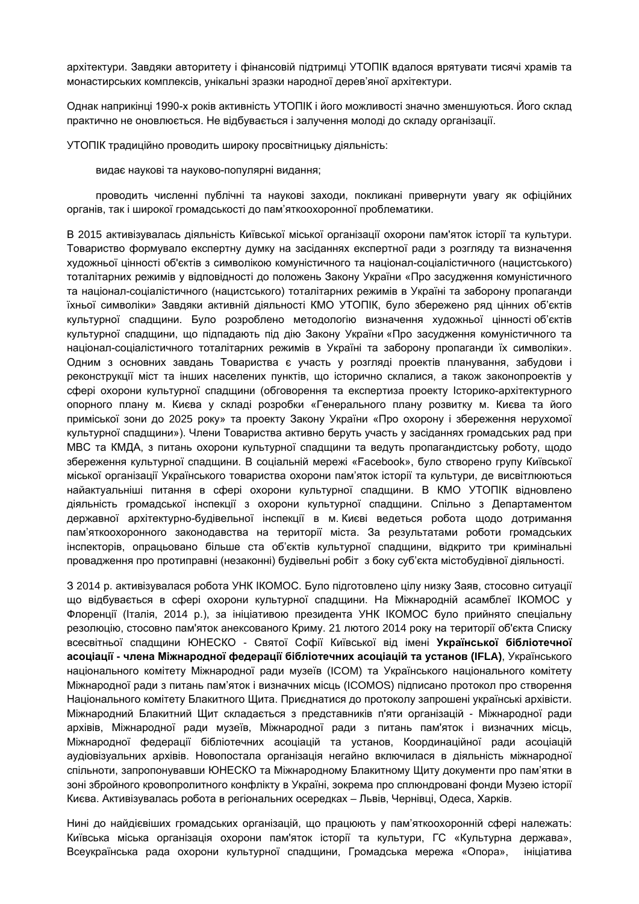архітектури. Завдяки авторитету і фінансовій підтримці УТОПІК вдалося врятувати тисячі храмів та монастирських комплексів, унікальні зразки народної дерев'яної архітектури.

Однак наприкінці 1990-х років активність УТОПІК і його можливості значно зменшуються. Його склад практично не оновлюється. Не відбувається і залучення молоді до складу організації.

УТОПІК традиційно проводить широку просвітницьку діяльність:

видає наукові та науково-популярні видання;

проводить численні публічні та наукові заходи, покликані привернути увагу як офіційних органів, так і широкої громадськості до пам'яткоохоронної проблематики.

В 2015 активізувалась діяльність Київської міської організації охорони пам'яток історії та культури. Товариство формувало експертну думку на засіданнях експертної ради з розгляду та визначення художньої цінності об'єктів з символікою комуністичного та націонал-соціалістичного (нацистського) тоталітарних режимів у відповідності до положень Закону України «Про засудження комуністичного та націонал-соціалістичного (нацистського) тоталітарних режимів в Україні та заборону пропаганди їхньої символіки» Завдяки активній діяльності КМО УТОПІК, було збережено ряд цінних об'єктів культурної спадщини. Було розроблено методологію визначення художньої цінності об'єктів культурної спадщини, що підпадають під дію Закону України «Про засудження комуністичного та націонал-соціалістичного тоталітарних режимів в Україні та заборону пропаганди їх символіки». Одним з основних завдань Товариства є участь у розгляді проектів планування, забудови і реконструкції міст та інших населених пунктів, що історично склалися, а також законопроектів у сфері охорони культурної спадщини (обговорення та експертиза проекту Історико-архітектурного опорного плану м. Києва у складі розробки «Генерального плану розвитку м. Києва та його приміської зони до 2025 року» та проекту Закону України «Про охорону і збереження нерухомої культурної спадщини»). Члени Товариства активно беруть участь у засіданнях громадських рад при МВС та КМДА, з питань охорони культурної спадщини та ведуть пропагандистську роботу, щодо збереження культурної спадщини. В соціальній мережі «Facebook», було створено групу Київської міської організації Українського товариства охорони пам'яток історії та культури, де висвітлюються найактуальніші питання в сфері охорони культурної спадщини. В КМО УТОПІК відновлено діяльність громадської інспекції з охорони культурної спадщини. Спільно з Департаментом державної архітектурно-будівельної інспекції в м. Києві ведеться робота щодо дотримання пам'яткоохоронного законодавства на території міста. За результатами роботи громадських інспекторів, опрацьовано більше ста об'єктів культурної спадщини, відкрито три кримінальні провадження про протиправні (незаконні) будівельні робіт з боку суб'єкта містобудівної діяльності.

З 2014 р. активізувалася робота УНК ІКОМОС. Було підготовлено цілу низку Заяв, стосовно ситуації що відбувається в сфері охорони культурної спадщини. На Міжнародній асамблеї ІКОМОС у Флоренції (Італія, 2014 р.), за ініціативою президента УНК ІКОМОС було прийнято спеціальну резолюцію, стосовно пам'яток анексованого Криму. 21 лютого 2014 року на території об'єкта Списку всесвітньої спадщини ЮНЕСКО - Святої Софії Київської від імені **Української бібліотечної асоціації - члена Міжнародної федерації бібліотечних асоціацій та установ (IFLA)**, Українського національного комітету Міжнародної ради музеїв (ICOM) та Українського національного комітету Міжнародної ради з питань пам'яток і визначних місць (ICOMOS) підписано протокол про створення Національного комітету Блакитного Щита. Приєднатися до протоколу запрошені українські архівісти. Міжнародний Блакитний Щит складається з представників п'яти організацій - Міжнародної ради архівів, Міжнародної ради музеїв, Міжнародної ради з питань пам'яток і визначних місць, Міжнародної федерації бібліотечних асоціацій та установ, Координаційної ради асоціацій аудіовізуальних архівів. Новопостала організація негайно включилася в діяльність міжнародної спільноти, запропонувавши ЮНЕСКО та Міжнародному Блакитному Щиту документи про пам'ятки в зоні збройного кровопролитного конфлікту в Україні, зокрема про сплюндровані фонди Музею історії Києва. Активізувалась робота в регіональних осередках – Львів, Чернівці, Одеса, Харків.

Нині до найдієвіших громадських організацій, що працюють у пам'яткоохоронній сфері належать: Київська міська організація охорони пам'яток історії та культури, ГС «Культурна держава», Всеукраїнська рада охорони культурної спадщини, Громадська мережа «Опора», ініціатива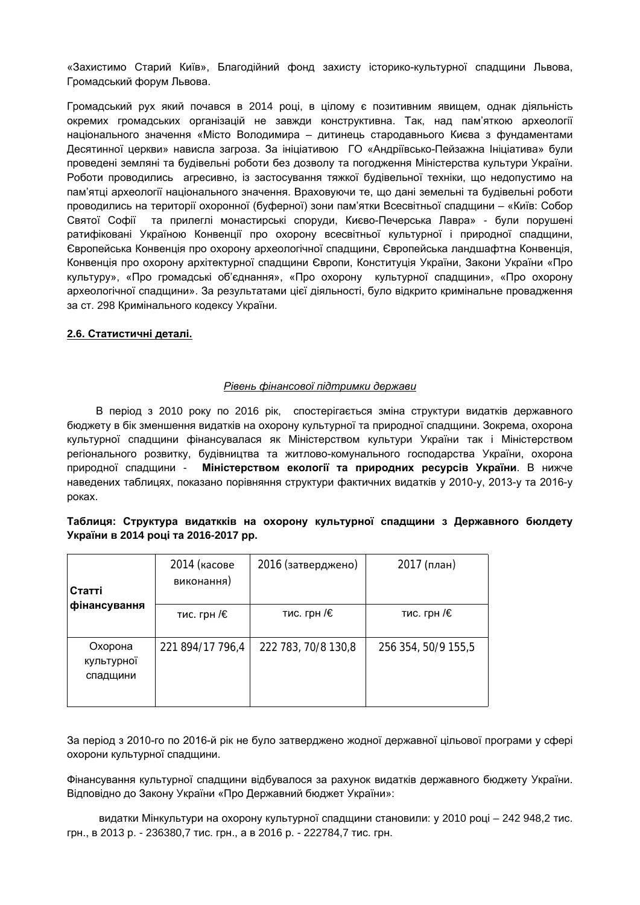«Захистимо Старий Київ», Благодійний фонд захисту історико-культурної спадщини Львова, Громадський форум Львова.

Громадський рух який почався в 2014 році, в цілому є позитивним явищем, однак діяльність окремих громадських організацій не завжди конструктивна. Так, над пам'яткою археології національного значення «Місто Володимира – дитинець стародавнього Києва з фундаментами Десятинної церкви» нависла загроза. За ініціативою ГО «Андріївсько-Пейзажна Ініціатива» були проведені земляні та будівельні роботи без дозволу та погодження Міністерства культури України. Роботи проводились агресивно, із застосування тяжкої будівельної техніки, що недопустимо на пам'ятці археології національного значення. Враховуючи те, що дані земельні та будівельні роботи проводились на території охоронної (буферної) зони пам'ятки Всесвітньої спадщини – «Київ: Собор Святої Софії та прилеглі монастирські споруди, Києво-Печерська Лавра» - були порушені ратифіковані Україною Конвенції про охорону всесвітньої культурної і природної спадщини, Європейська Конвенція про охорону археологічної спадщини, Європейська ландшафтна Конвенція, Конвенція про охорону архітектурної спадщини Європи, Конституція України, Закони України «Про культуру», «Про громадські об'єднання», «Про охорону культурної спадщини», «Про охорону археологічної спадщини». За результатами цієї діяльності, було відкрито кримінальне провадження за ст. 298 Кримінального кодексу України.

**2.6. Статистичні деталі.**

*Рівень фінансової підтримки держави*

В період з 2010 року по 2016 рік, спостерігається зміна структури видатків державного бюджету в бік зменшення видатків на охорону культурної та природної спадщини. Зокрема, охорона культурної спадщини фінансувалася як Міністерством культури України так і Міністерством регіонального розвитку, будівництва та житлово-комунального господарства України, охорона природної спадщини - **Міністерством екології та природних ресурсів України**. В нижче наведених таблицях, показано порівняння структури фактичних видатків у 2010-у, 2013-у та 2016-у роках.

**Таблиця: Структура видаткків на охорону культурної спадщини з Державного бюлдету України в 2014 році та 2016-2017 рр.**

| Статті фінансування | 2014 (касове виконання) | 2016 (затверджено) | 2017 (план) |
|---|---|---|---|
| | тис. грн /€ | тис. грн /€ | тис. грн /€ |
| Охорона культурної спадщини | 221 894/17 796,4 | 222 783, 70/8 130,8 | 256 354, 50/9 155,5 |

За період з 2010-го по 2016-й рік не було затверджено жодної державної цільової програми у сфері охорони культурної спадщини.

Фінансування культурної спадщини відбувалося за рахунок видатків державного бюджету України. Відповідно до Закону України «Про Державний бюджет України»:

видатки Мінкультури на охорону культурної спадщини становили: у 2010 році – 242 948,2 тис. грн., в 2013 р. - 236380,7 тис. грн., а в 2016 р. - 222784,7 тис. грн.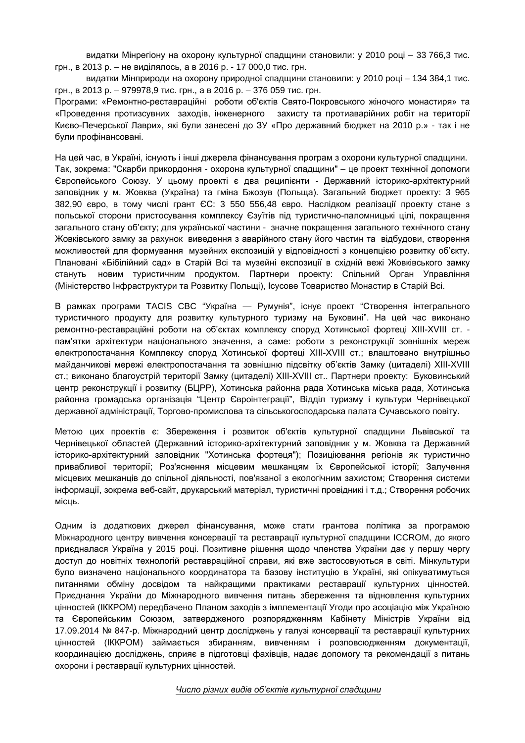видатки Мінрегіону на охорону культурної спадщини становили: у 2010 році – 33 766,3 тис. грн., в 2013 р. – не виділялось, а в 2016 р. - 17 000,0 тис. грн.

видатки Мінприроди на охорону природної спадщини становили: у 2010 році – 134 384,1 тис. грн., в 2013 р. – 979978,9 тис. грн., а в 2016 р. – 376 059 тис. грн.

Програми: «Ремонтно-реставраційні роботи об'єктів Свято-Покровського жіночого монастиря» та «Проведення протизсувних заходів, інженерного захисту та протиаварійних робіт на території Києво-Печерської Лаври», які були занесені до ЗУ «Про державний бюджет на 2010 р.» - так і не були профінансовані.

На цей час, в Україні, існують і інші джерела фінансування програм з охорони культурної спадщини. Так, зокрема: "Скарби прикордоння - охорона культурної спадщини" – це проект технічної допомоги Європейського Союзу. У цьому проекті є два реципієнти - Державний історико-архітектурний заповідник у м. Жовква (Україна) та гміна Бжозув (Польща). Загальний бюджет проекту: 3 965 382,90 євро, в тому числі грант ЄС: 3 550 556,48 євро. Наслідком реалізації проекту стане з польської сторони пристосування комплексу Єзуїтів під туристично-паломницькі цілі, покращення загального стану об'єкту; для української частини - значне покращення загального технічного стану Жовківського замку за рахунок виведення з аварійного стану його частин та відбудови, створення можливостей для формування музейних експозицій у відповідності з концепцією розвитку об'єкту. Плановані «Бібілійний сад» в Старій Всі та музейні експозиції в східній вежі Жовківського замку стануть новим туристичним продуктом. Партнери проекту: Спільний Орган Управління (Міністерство Інфраструктури та Розвитку Польщі), Ісусове Товариство Монастир в Старій Всі.

В рамках програми TACIS CBC "Україна — Румунія", існує проект "Створення інтегрального туристичного продукту для розвитку культурного туризму на Буковині". На цей час виконано ремонтно-реставраційні роботи на об'єктах комплексу споруд Хотинської фортеці XIII-XVIII ст. - пам'ятки архітектури національного значення, а саме: роботи з реконструкції зовнішніх мереж електропостачання Комплексу споруд Хотинської фортеці XIII-XVIII ст.; влаштовано внутрішньо майданчикові мережі електропостачання та зовнішню підсвітку об'єктів Замку (цитаделі) XIII-XVIII ст.; виконано благоустрій території Замку (цитаделі) XIII-XVIII ст.. Партнери проекту: Буковинський центр реконструкції і розвитку (БЦРР), Хотинська районна рада Хотинська міська рада, Хотинська районна громадська організація "Центр Євроінтеграції", Відділ туризму і культури Чернівецької державної адміністрації, Торгово-промислова та сільськогосподарська палата Сучавського повіту.

Метою цих проектів є: Збереження і розвиток об'єктів культурної спадщини Львівської та Чернівецької областей (Державний історико-архітектурний заповідник у м. Жовква та Державний історико-архітектурний заповідник "Хотинська фортеця"); Позиціювання регіонів як туристично привабливої території; Роз'яснення місцевим мешканцям їх Європейської історії; Залучення місцевих мешканців до спільної діяльності, пов'язаної з екологічним захистом; Створення системи інформації, зокрема веб-сайт, друкарський матеріал, туристичні провідникі і т.д.; Створення робочих місць.

Одним із додаткових джерел фінансування, може стати грантова політика за програмою Міжнародного центру вивчення консервації та реставрації культурної спадщини ICCROM, до якого приєдналася Україна у 2015 році. Позитивне рішення щодо членства України дає у першу чергу доступ до новітніх технологій реставраційної справи, які вже застосовуються в світі. Мінкультури було визначено національного координатора та базову інституцію в Україні, які опікуватимуться питаннями обміну досвідом та найкращими практиками реставрації культурних цінностей. Приєднання України до Міжнародного вивчення питань збереження та відновлення культурних цінностей (ІККРОМ) передбачено Планом заходів з імплементації Угоди про асоціацію між Україною та Європейським Союзом, затвердженого розпорядженням Кабінету Міністрів України від 17.09.2014 № 847-р. Міжнародний центр досліджень у галузі консервації та реставрації культурних цінностей (ІККРОМ) займається збиранням, вивченням і розповсюдженням документації, координацією досліджень, сприяє в підготовці фахівців, надає допомогу та рекомендації з питань охорони і реставрації культурних цінностей.

*Число різних видів об'єктів культурної спадщини*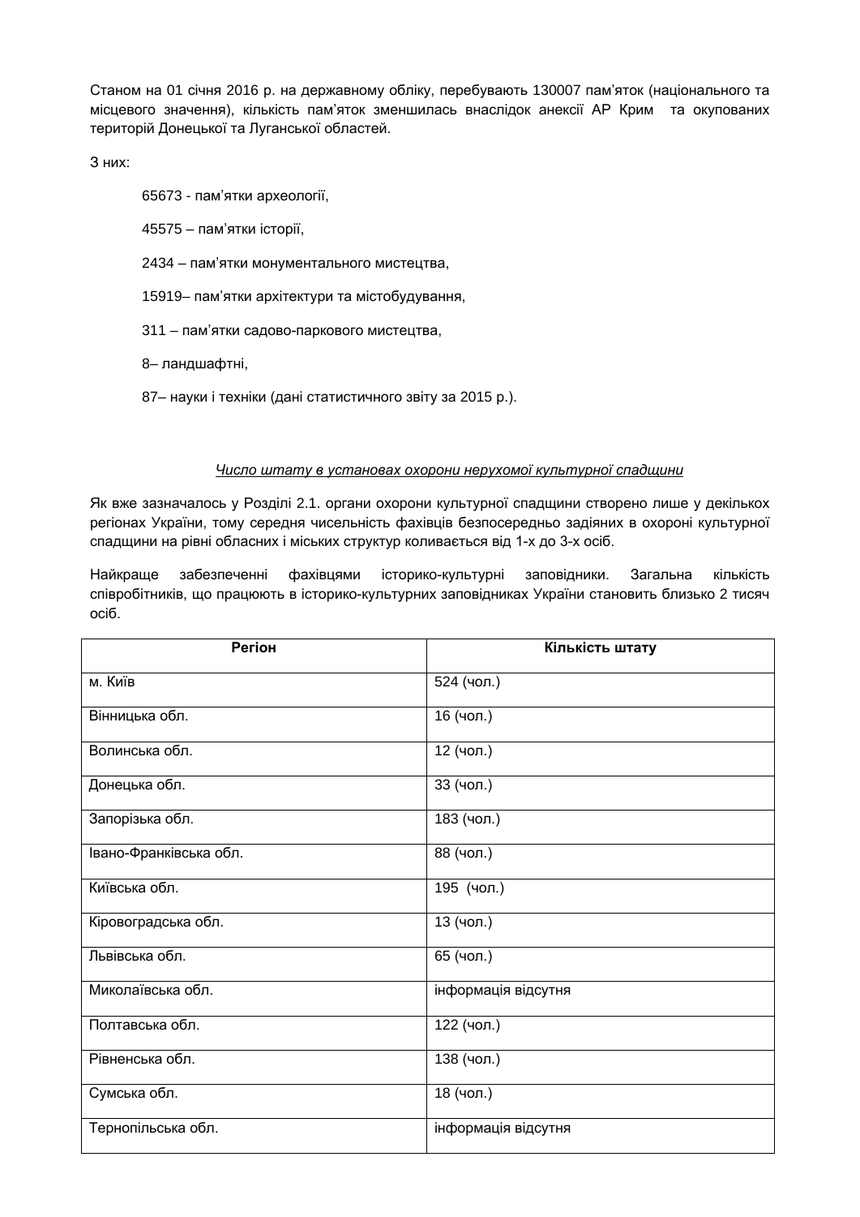Станом на 01 січня 2016 р. на державному обліку, перебувають 130007 пам'яток (національного та місцевого значення), кількість пам'яток зменшилась внаслідок анексії АР Крим та окупованих територій Донецької та Луганської областей.

З них:

65673 - пам'ятки археології,

45575 – пам'ятки історії,

2434 – пам'ятки монументального мистецтва,

15919– пам'ятки архітектури та містобудування,

311 – пам'ятки садово-паркового мистецтва,

8– ландшафтні,

87– науки і техніки (дані статистичного звіту за 2015 р.).

*<u>Число штату в установах охорони нерухомої культурної спадщини</u>*

Як вже зазначалось у Розділі 2.1. органи охорони культурної спадщини створено лише у декількох регіонах України, тому середня чисельність фахівців безпосередньо задіяних в охороні культурної спадщини на рівні обласних і міських структур коливається від 1-х до 3-х осіб.

Найкраще забезпеченні фахівцями історико-культурні заповідники. Загальна кількість співробітників, що працюють в історико-культурних заповідниках України становить близько 2 тисяч осіб.

| Регіон | Кількість штату |
|---|---|
| м. Київ | 524 (чол.) |
| Вінницька обл. | 16 (чол.) |
| Волинська обл. | 12 (чол.) |
| Донецька обл. | 33 (чол.) |
| Запорізька обл. | 183 (чол.) |
| Івано-Франківська обл. | 88 (чол.) |
| Київська обл. | 195 (чол.) |
| Кіровоградська обл. | 13 (чол.) |
| Львівська обл. | 65 (чол.) |
| Миколаївська обл. | інформація відсутня |
| Полтавська обл. | 122 (чол.) |
| Рівненська обл. | 138 (чол.) |
| Сумська обл. | 18 (чол.) |
| Тернопільська обл. | інформація відсутня |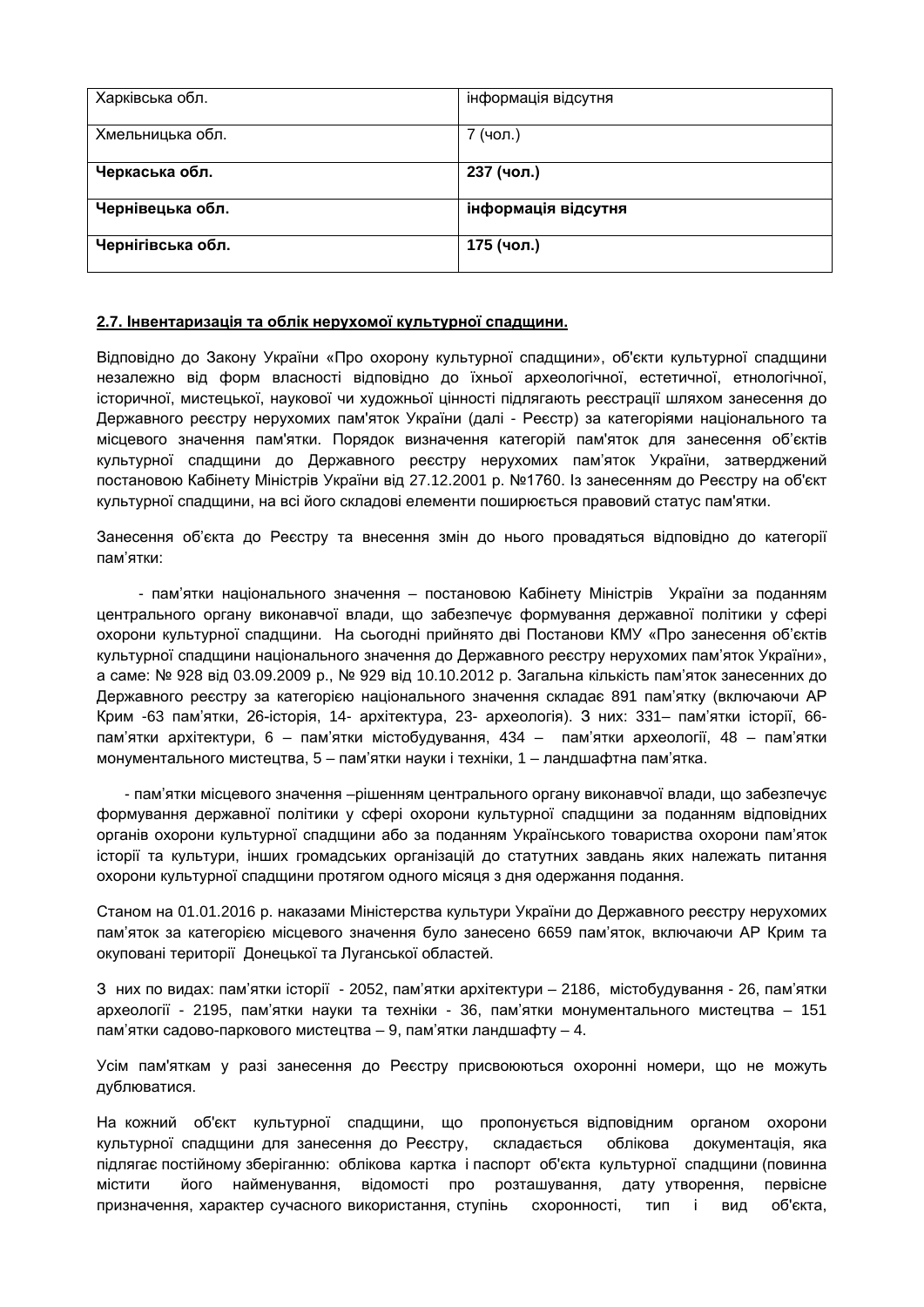| | |
|---|---|
| Харківська обл. | інформація відсутня |
| Хмельницька обл. | 7 (чол.) |
| **Черкаська обл.** | **237 (чол.)** |
| **Чернівецька обл.** | **інформація відсутня** |
| **Чернігівська обл.** | **175 (чол.)** |

**2.7. Інвентаризація та облік нерухомої культурної спадщини.**

Відповідно до Закону України «Про охорону культурної спадщини», об'єкти культурної спадщини незалежно від форм власності відповідно до їхньої археологічної, естетичної, етнологічної, історичної, мистецької, наукової чи художньої цінності підлягають реєстрації шляхом занесення до Державного реєстру нерухомих пам'яток України (далі - Реєстр) за категоріями національного та місцевого значення пам'ятки. Порядок визначення категорій пам'яток для занесення об'єктів культурної спадщини до Державного реєстру нерухомих пам'яток України, затверджений постановою Кабінету Міністрів України від 27.12.2001 р. №1760. Із занесенням до Реєстру на об'єкт культурної спадщини, на всі його складові елементи поширюється правовий статус пам'ятки.

Занесення об'єкта до Реєстру та внесення змін до нього провадяться відповідно до категорії пам'ятки:

- пам'ятки національного значення – постановою Кабінету Міністрів України за поданням центрального органу виконавчої влади, що забезпечує формування державної політики у сфері охорони культурної спадщини. На сьогодні прийнято дві Постанови КМУ «Про занесення об'єктів культурної спадщини національного значення до Державного реєстру нерухомих пам'яток України», а саме: № 928 від 03.09.2009 р., № 929 від 10.10.2012 р. Загальна кількість пам'яток занесених до Державного реєстру за категорією національного значення складає 891 пам'ятку (включаючи АР Крим -63 пам'ятки, 26-історія, 14- архітектура, 23- археологія). З них: 331– пам'ятки історії, 66- пам'ятки архітектури, 6 – пам'ятки містобудування, 434 – пам'ятки археології, 48 – пам'ятки монументального мистецтва, 5 – пам'ятки науки і техніки, 1 – ландшафтна пам'ятка.

- пам'ятки місцевого значення –рішенням центрального органу виконавчої влади, що забезпечує формування державної політики у сфері охорони культурної спадщини за поданням відповідних органів охорони культурної спадщини або за поданням Українського товариства охорони пам'яток історії та культури, інших громадських організацій до статутних завдань яких належать питання охорони культурної спадщини протягом одного місяця з дня одержання подання.

Станом на 01.01.2016 р. наказами Міністерства культури України до Державного реєстру нерухомих пам'яток за категорією місцевого значення було занесено 6659 пам'яток, включаючи АР Крим та окуповані території Донецької та Луганської областей.

З них по видах: пам'ятки історії - 2052, пам'ятки архітектури – 2186, містобудування - 26, пам'ятки археології - 2195, пам'ятки науки та техніки - 36, пам'ятки монументального мистецтва – 151 пам'ятки садово-паркового мистецтва – 9, пам'ятки ландшафту – 4.

Усім пам'яткам у разі занесення до Реєстру присвоюються охоронні номери, що не можуть дублюватися.

На кожний об'єкт культурної спадщини, що пропонується відповідним органом охорони культурної спадщини для занесення до Реєстру, складається облікова документація, яка підлягає постійному зберіганню: облікова картка і паспорт об'єкта культурної спадщини (повинна містити його найменування, відомості про розташування, дату утворення, первісне призначення, характер сучасного використання, ступінь схоронності, тип і вид об'єкта,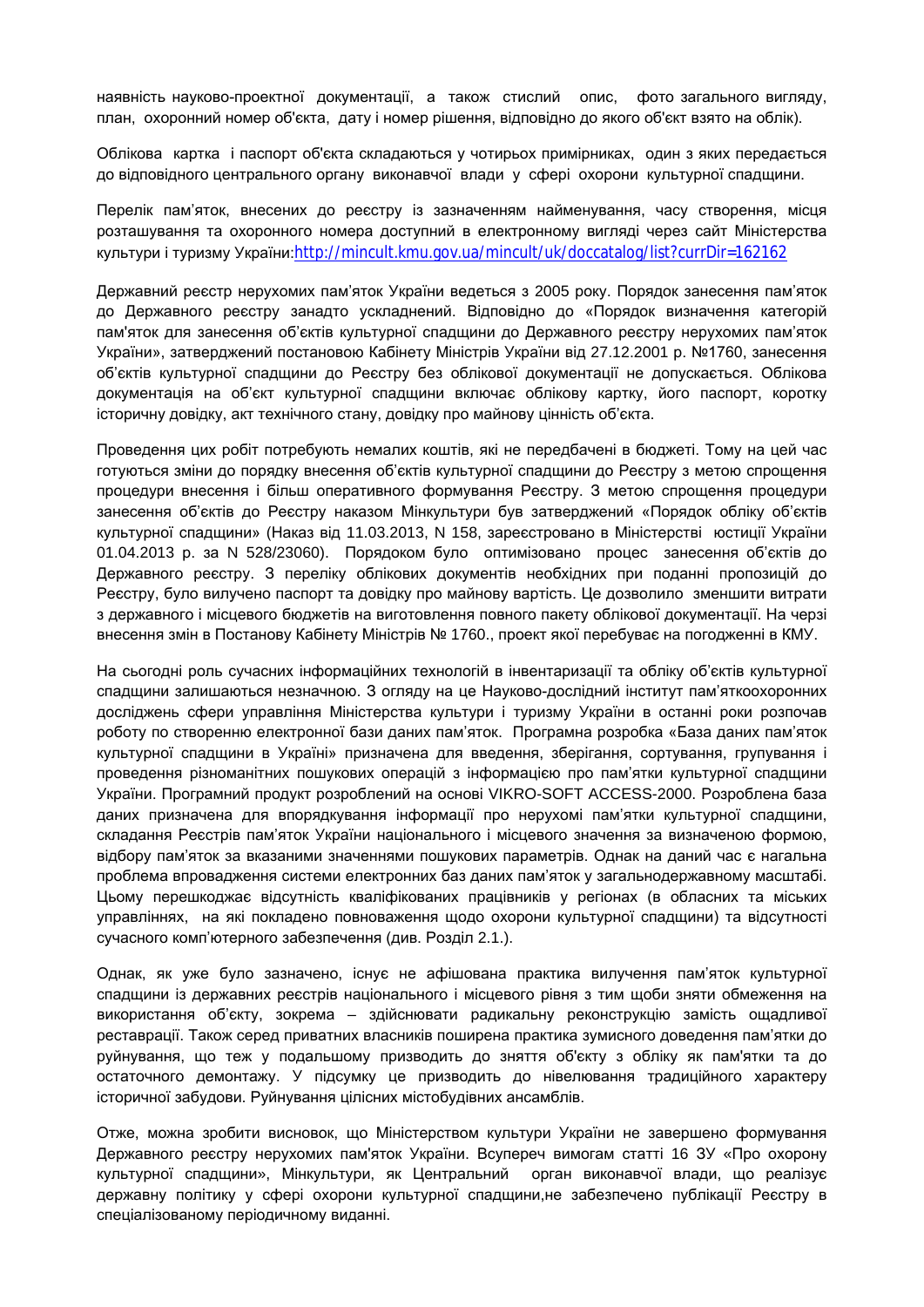наявність науково-проектної документації, а також стислий опис, фото загального вигляду, план, охоронний номер об'єкта, дату і номер рішення, відповідно до якого об'єкт взято на облік).

Облікова картка і паспорт об'єкта складаються у чотирьох примірниках, один з яких передається до відповідного центрального органу виконавчої влади у сфері охорони культурної спадщини.

Перелік пам'яток, внесених до реєстру із зазначенням найменування, часу створення, місця розташування та охоронного номера доступний в електронному вигляді через сайт Міністерства культури і туризму України: http://mincult.kmu.gov.ua/mincult/uk/doccatalog/list?currDir=162162

Державний реєстр нерухомих пам'яток України ведеться з 2005 року. Порядок занесення пам'яток до Державного реєстру занадто ускладнений. Відповідно до «Порядок визначення категорій пам'яток для занесення об'єктів культурної спадщини до Державного реєстру нерухомих пам'яток України», затверджений постановою Кабінету Міністрів України від 27.12.2001 р. №1760, занесення об'єктів культурної спадщини до Реєстру без облікової документації не допускається. Облікова документація на об'єкт культурної спадщини включає облікову картку, його паспорт, коротку історичну довідку, акт технічного стану, довідку про майнову цінність об'єкта.

Проведення цих робіт потребують немалих коштів, які не передбачені в бюджеті. Тому на цей час готуються зміни до порядку внесення об'єктів культурної спадщини до Реєстру з метою спрощення процедури внесення і більш оперативного формування Реєстру. З метою спрощення процедури занесення об'єктів до Реєстру наказом Мінкультури був затверджений «Порядок обліку об'єктів культурної спадщини» (Наказ від 11.03.2013, N 158, зареєстровано в Міністерстві юстиції України 01.04.2013 р. за N 528/23060). Порядком було оптимізовано процес занесення об'єктів до Державного реєстру. З переліку облікових документів необхідних при поданні пропозицій до Реєстру, було вилучено паспорт та довідку про майнову вартість. Це дозволило зменшити витрати з державного і місцевого бюджетів на виготовлення повного пакету облікової документації. На черзі внесення змін в Постанову Кабінету Міністрів № 1760., проект якої перебуває на погодженні в КМУ.

На сьогодні роль сучасних інформаційних технологій в інвентаризації та обліку об'єктів культурної спадщини залишаються незначною. З огляду на це Науково-дослідний інститут пам'яткоохоронних досліджень сфери управління Міністерства культури і туризму України в останні роки розпочав роботу по створенню електронної бази даних пам'яток. Програмна розробка «База даних пам'яток культурної спадщини в Україні» призначена для введення, зберігання, сортування, групування і проведення різноманітних пошукових операцій з інформацією про пам'ятки культурної спадщини України. Програмний продукт розроблений на основі VIKRO-SOFT ACCESS-2000. Розроблена база даних призначена для впорядкування інформації про нерухомі пам'ятки культурної спадщини, складання Реєстрів пам'яток України національного і місцевого значення за визначеною формою, відбору пам'яток за вказаними значеннями пошукових параметрів. Однак на даний час є нагальна проблема впровадження системи електронних баз даних пам'яток у загальнодержавному масштабі. Цьому перешкоджає відсутність кваліфікованих працівників у регіонах (в обласних та міських управліннях, на які покладено повноваження щодо охорони культурної спадщини) та відсутності сучасного комп'ютерного забезпечення (див. Розділ 2.1.).

Однак, як уже було зазначено, існує не афішована практика вилучення пам'яток культурної спадщини із державних реєстрів національного і місцевого рівня з тим щоби зняти обмеження на використання об'єкту, зокрема – здійснювати радикальну реконструкцію замість ощадливої реставрації. Також серед приватних власників поширена практика зумисного доведення пам'ятки до руйнування, що теж у подальшому призводить до зняття об'єкту з обліку як пам'ятки та до остаточного демонтажу. У підсумку це призводить до нівелювання традиційного характеру історичної забудови. Руйнування цілісних містобудівних ансамблів.

Отже, можна зробити висновок, що Міністерством культури України не завершено формування Державного реєстру нерухомих пам'яток України. Всупереч вимогам статті 16 ЗУ «Про охорону культурної спадщини», Мінкультури, як Центральний орган виконавчої влади, що реалізує державну політику у сфері охорони культурної спадщини,не забезпечено публікації Реєстру в спеціалізованому періодичному виданні.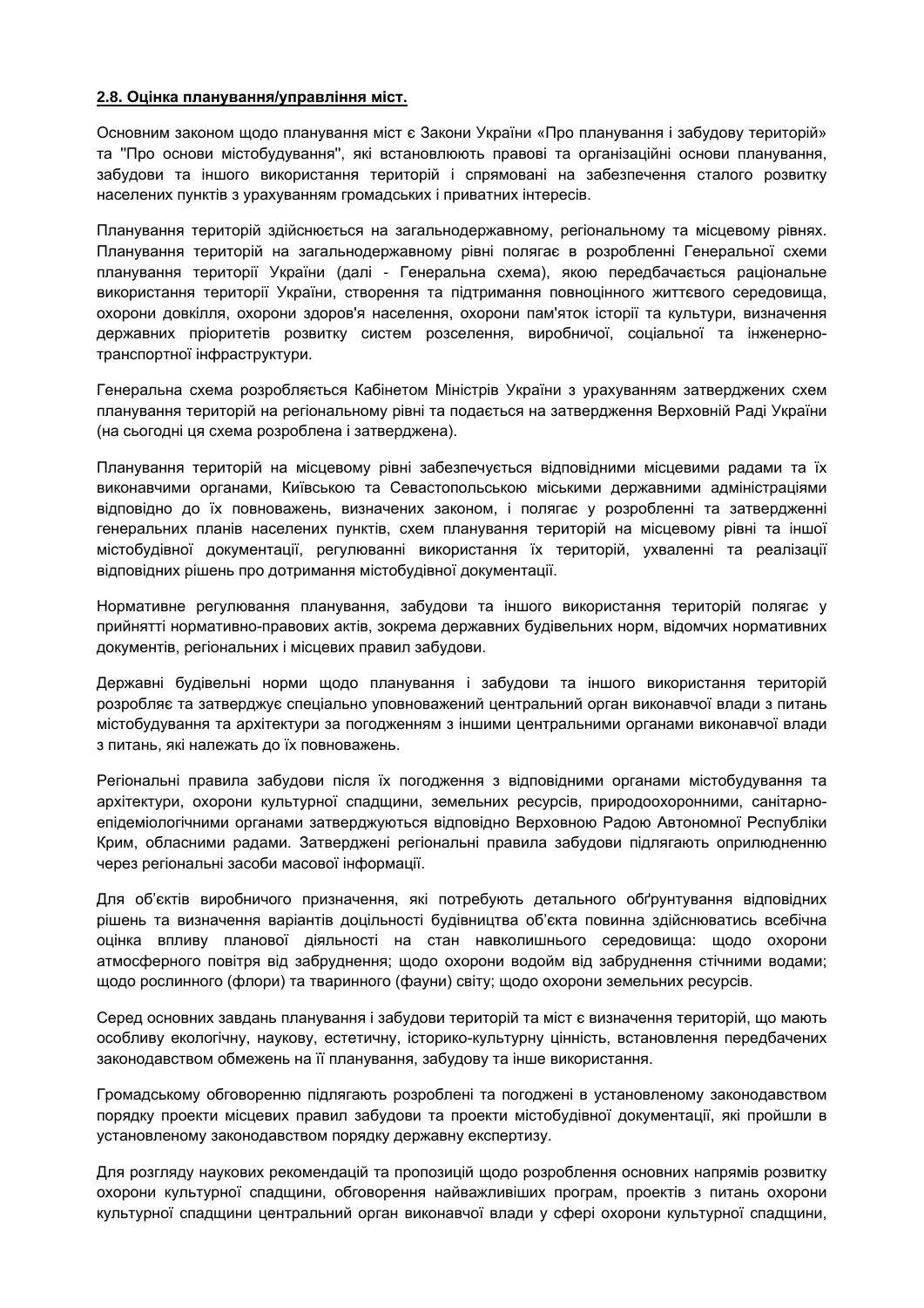**2.8. Оцінка планування/управління міст.**

Основним законом щодо планування міст є Закони України «Про планування і забудову територій» та "Про основи містобудування", які встановлюють правові та організаційні основи планування, забудови та іншого використання територій і спрямовані на забезпечення сталого розвитку населених пунктів з урахуванням громадських і приватних інтересів.

Планування територій здійснюється на загальнодержавному, регіональному та місцевому рівнях. Планування територій на загальнодержавному рівні полягає в розробленні Генеральної схеми планування території України (далі - Генеральна схема), якою передбачається раціональне використання території України, створення та підтримання повноцінного життєвого середовища, охорони довкілля, охорони здоров'я населення, охорони пам'яток історії та культури, визначення державних пріоритетів розвитку систем розселення, виробничої, соціальної та інженерно-транспортної інфраструктури.

Генеральна схема розробляється Кабінетом Міністрів України з урахуванням затверджених схем планування територій на регіональному рівні та подається на затвердження Верховній Раді України (на сьогодні ця схема розроблена і затверджена).

Планування територій на місцевому рівні забезпечується відповідними місцевими радами та їх виконавчими органами, Київською та Севастопольською міськими державними адміністраціями відповідно до їх повноважень, визначених законом, і полягає у розробленні та затвердженні генеральних планів населених пунктів, схем планування територій на місцевому рівні та іншої містобудівної документації, регулюванні використання їх територій, ухваленні та реалізації відповідних рішень про дотримання містобудівної документації.

Нормативне регулювання планування, забудови та іншого використання територій полягає у прийнятті нормативно-правових актів, зокрема державних будівельних норм, відомчих нормативних документів, регіональних і місцевих правил забудови.

Державні будівельні норми щодо планування і забудови та іншого використання територій розробляє та затверджує спеціально уповноважений центральний орган виконавчої влади з питань містобудування та архітектури за погодженням з іншими центральними органами виконавчої влади з питань, які належать до їх повноважень.

Регіональні правила забудови після їх погодження з відповідними органами містобудування та архітектури, охорони культурної спадщини, земельних ресурсів, природоохоронними, санітарно-епідеміологічними органами затверджуються відповідно Верховною Радою Автономної Республіки Крим, обласними радами. Затверджені регіональні правила забудови підлягають оприлюдненню через регіональні засоби масової інформації.

Для об'єктів виробничого призначення, які потребують детального обґрунтування відповідних рішень та визначення варіантів доцільності будівництва об'єкта повинна здійснюватись всебічна оцінка впливу планової діяльності на стан навколишнього середовища: щодо охорони атмосферного повітря від забруднення; щодо охорони водойм від забруднення стічними водами; щодо рослинного (флори) та тваринного (фауни) світу; щодо охорони земельних ресурсів.

Серед основних завдань планування і забудови територій та міст є визначення територій, що мають особливу екологічну, наукову, естетичну, історико-культурну цінність, встановлення передбачених законодавством обмежень на її планування, забудову та інше використання.

Громадському обговоренню підлягають розроблені та погоджені в установленому законодавством порядку проекти місцевих правил забудови та проекти містобудівної документації, які пройшли в установленому законодавством порядку державну експертизу.

Для розгляду наукових рекомендацій та пропозицій щодо розроблення основних напрямів розвитку охорони культурної спадщини, обговорення найважливіших програм, проектів з питань охорони культурної спадщини центральний орган виконавчої влади у сфері охорони культурної спадщини,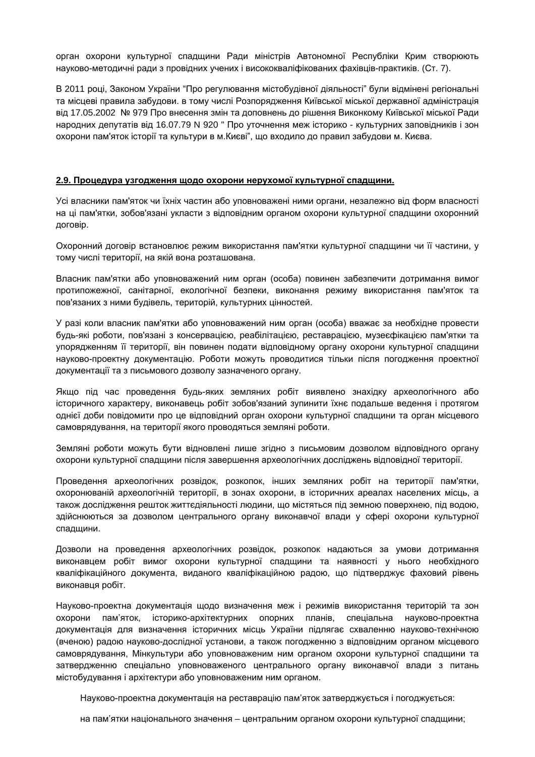орган охорони культурної спадщини Ради міністрів Автономної Республіки Крим створюють науково-методичні ради з провідних учених і висококваліфікованих фахівців-практиків. (Ст. 7).

В 2011 році, Законом України "Про регулювання містобудівної діяльності" були відмінені регіональні та місцеві правила забудови. в тому числі Розпорядження Київської міської державної адміністрація від 17.05.2002 № 979 Про внесення змін та доповнень до рішення Виконкому Київської міської Ради народних депутатів від 16.07.79 N 920 " Про уточнення меж історико - культурних заповідників і зон охорони пам'яток історії та культури в м.Києві", що входило до правил забудови м. Києва.

**2.9. Процедура узгодження щодо охорони нерухомої культурної спадщини.**

Усі власники пам'яток чи їхніх частин або уповноважені ними органи, незалежно від форм власності на ці пам'ятки, зобов'язані укласти з відповідним органом охорони культурної спадщини охоронний договір.

Охоронний договір встановлює режим використання пам'ятки культурної спадщини чи її частини, у тому числі території, на якій вона розташована.

Власник пам'ятки або уповноважений ним орган (особа) повинен забезпечити дотримання вимог протипожежної, санітарної, екологічної безпеки, виконання режиму використання пам'яток та пов'язаних з ними будівель, територій, культурних цінностей.

У разі коли власник пам'ятки або уповноважений ним орган (особа) вважає за необхідне провести будь-які роботи, пов'язані з консервацією, реабілітацією, реставрацією, музеєфікацією пам'ятки та упорядженням її території, він повинен подати відповідному органу охорони культурної спадщини науково-проектну документацію. Роботи можуть проводитися тільки після погодження проектної документації та з письмового дозволу зазначеного органу.

Якщо під час проведення будь-яких земляних робіт виявлено знахідку археологічного або історичного характеру, виконавець робіт зобов'язаний зупинити їхнє подальше ведення і протягом однієї доби повідомити про це відповідний орган охорони культурної спадщини та орган місцевого самоврядування, на території якого проводяться земляні роботи.

Земляні роботи можуть бути відновлені лише згідно з письмовим дозволом відповідного органу охорони культурної спадщини після завершення археологічних досліджень відповідної території.

Проведення археологічних розвідок, розкопок, інших земляних робіт на території пам'ятки, охоронюваній археологічній території, в зонах охорони, в історичних ареалах населених місць, а також дослідження решток життєдіяльності людини, що містяться під земною поверхнею, під водою, здійснюються за дозволом центрального органу виконавчої влади у сфері охорони культурної спадщини.

Дозволи на проведення археологічних розвідок, розкопок надаються за умови дотримання виконавцем робіт вимог охорони культурної спадщини та наявності у нього необхідного кваліфікаційного документа, виданого кваліфікаційною радою, що підтверджує фаховий рівень виконавця робіт.

Науково-проектна документація щодо визначення меж і режимів використання територій та зон охорони пам'яток, історико-архітектурних опорних планів, спеціальна науково-проектна документація для визначення історичних місць України підлягає схваленню науково-технічною (вченою) радою науково-дослідної установи, а також погодженню з відповідним органом місцевого самоврядування, Мінкультури або уповноваженим ним органом охорони культурної спадщини та затвердженню спеціально уповноваженого центрального органу виконавчої влади з питань містобудування і архітектури або уповноваженим ним органом.

Науково-проектна документація на реставрацію пам'яток затверджується і погоджується:

на пам'ятки національного значення – центральним органом охорони культурної спадщини;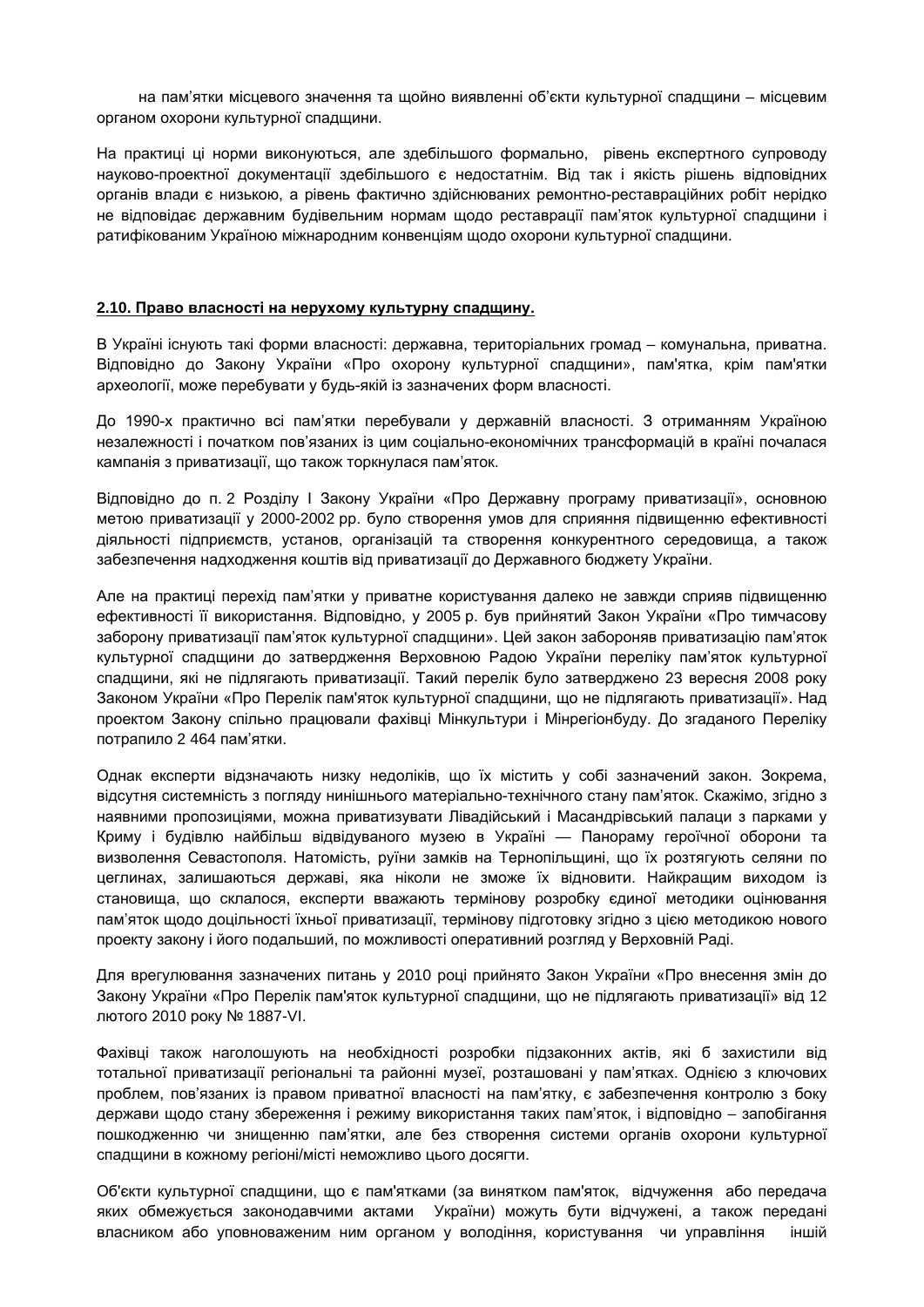на пам'ятки місцевого значення та щойно виявленні об'єкти культурної спадщини – місцевим органом охорони культурної спадщини.

На практиці ці норми виконуються, але здебільшого формально, рівень експертного супроводу науково-проектної документації здебільшого є недостатнім. Від так і якість рішень відповідних органів влади є низькою, а рівень фактично здійснюваних ремонтно-реставраційних робіт нерідко не відповідає державним будівельним нормам щодо реставрації пам'яток культурної спадщини і ратифікованим Україною міжнародним конвенціям щодо охорони культурної спадщини.

## 2.10. Право власності на нерухому культурну спадщину.

В Україні існують такі форми власності: державна, територіальних громад – комунальна, приватна. Відповідно до Закону України «Про охорону культурної спадщини», пам'ятка, крім пам'ятки археології, може перебувати у будь-якій із зазначених форм власності.

До 1990-х практично всі пам'ятки перебували у державній власності. З отриманням Україною незалежності і початком пов'язаних із цим соціально-економічних трансформацій в країні почалася кампанія з приватизації, що також торкнулася пам'яток.

Відповідно до п. 2 Розділу І Закону України «Про Державну програму приватизації», основною метою приватизації у 2000-2002 рр. було створення умов для сприяння підвищенню ефективності діяльності підприємств, установ, організацій та створення конкурентного середовища, а також забезпечення надходження коштів від приватизації до Державного бюджету України.

Але на практиці перехід пам'ятки у приватне користування далеко не завжди сприяв підвищенню ефективності її використання. Відповідно, у 2005 р. був прийнятий Закон України «Про тимчасову заборону приватизації пам'яток культурної спадщини». Цей закон забороняв приватизацію пам'яток культурної спадщини до затвердження Верховною Радою України переліку пам'яток культурної спадщини, які не підлягають приватизації. Такий перелік було затверджено 23 вересня 2008 року Законом України «Про Перелік пам'яток культурної спадщини, що не підлягають приватизації». Над проектом Закону спільно працювали фахівці Мінкультури і Мінрегіонбуду. До згаданого Переліку потрапило 2 464 пам'ятки.

Однак експерти відзначають низку недоліків, що їх містить у собі зазначений закон. Зокрема, відсутня системність з погляду нинішнього матеріально-технічного стану пам'яток. Скажімо, згідно з наявними пропозиціями, можна приватизувати Лівадійський і Масандрівський палаци з парками у Криму і будівлю найбільш відвідуваного музею в Україні — Панораму героїчної оборони та визволення Севастополя. Натомість, руїни замків на Тернопільщині, що їх розтягують селяни по цеглинах, залишаються державі, яка ніколи не зможе їх відновити. Найкращим виходом із становища, що склалося, експерти вважають термінову розробку єдиної методики оцінювання пам'яток щодо доцільності їхньої приватизації, термінову підготовку згідно з цією методикою нового проекту закону і його подальший, по можливості оперативний розгляд у Верховній Раді.

Для врегулювання зазначених питань у 2010 році прийнято Закон України «Про внесення змін до Закону України «Про Перелік пам'яток культурної спадщини, що не підлягають приватизації» від 12 лютого 2010 року № 1887-VI.

Фахівці також наголошують на необхідності розробки підзаконних актів, які б захистили від тотальної приватизації регіональні та районні музеї, розташовані у пам'ятках. Однією з ключових проблем, пов'язаних із правом приватної власності на пам'ятку, є забезпечення контролю з боку держави щодо стану збереження і режиму використання таких пам'яток, і відповідно – запобігання пошкодженню чи знищенню пам'ятки, але без створення системи органів охорони культурної спадщини в кожному регіоні/місті неможливо цього досягти.

Об'єкти культурної спадщини, що є пам'ятками (за винятком пам'яток, відчуження або передача яких обмежується законодавчими актами України) можуть бути відчужені, а також передані власником або уповноваженим ним органом у володіння, користування чи управління іншій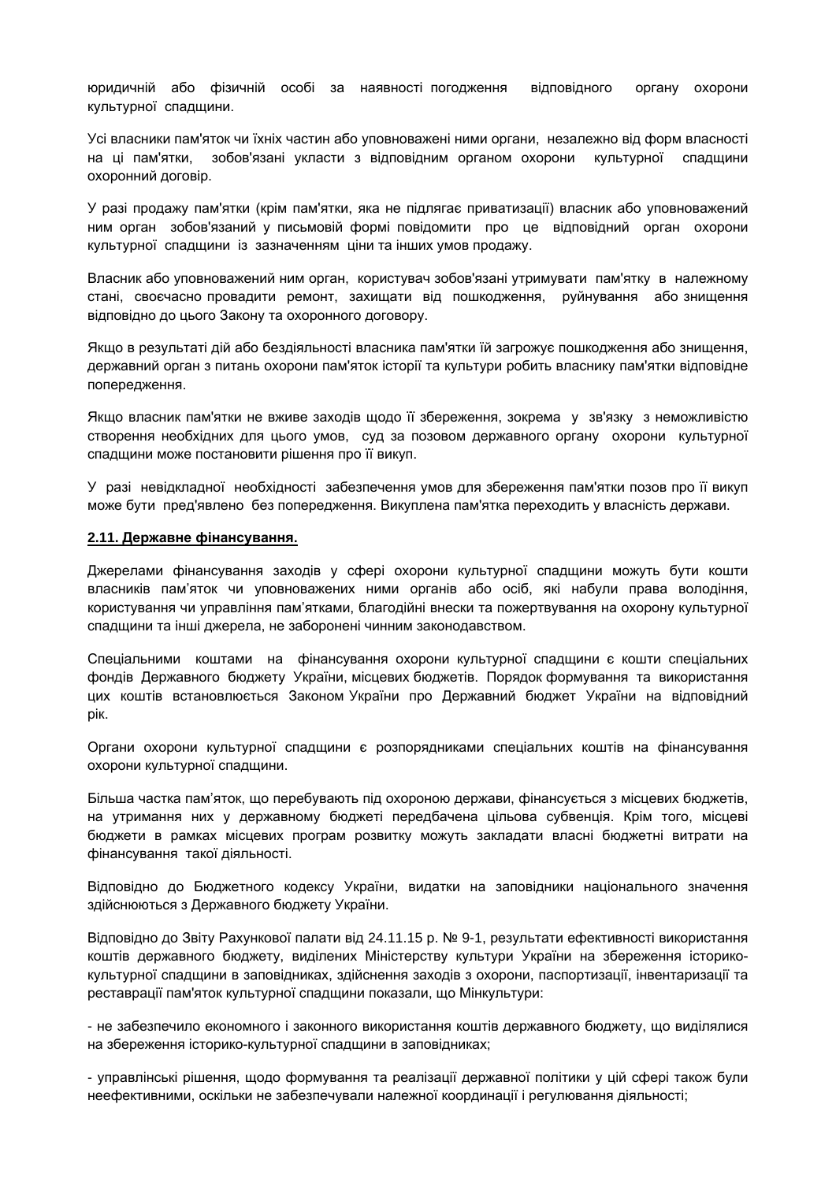юридичній або фізичній особі за наявності погодження відповідного органу охорони культурної спадщини.

Усі власники пам'яток чи їхніх частин або уповноважені ними органи, незалежно від форм власності на ці пам'ятки, зобов'язані укласти з відповідним органом охорони культурної спадщини охоронний договір.

У разі продажу пам'ятки (крім пам'ятки, яка не підлягає приватизації) власник або уповноважений ним орган зобов'язаний у письмовій формі повідомити про це відповідний орган охорони культурної спадщини із зазначенням ціни та інших умов продажу.

Власник або уповноважений ним орган, користувач зобов'язані утримувати пам'ятку в належному стані, своєчасно провадити ремонт, захищати від пошкодження, руйнування або знищення відповідно до цього Закону та охоронного договору.

Якщо в результаті дій або бездіяльності власника пам'ятки їй загрожує пошкодження або знищення, державний орган з питань охорони пам'яток історії та культури робить власнику пам'ятки відповідне попередження.

Якщо власник пам'ятки не вживе заходів щодо її збереження, зокрема у зв'язку з неможливістю створення необхідних для цього умов, суд за позовом державного органу охорони культурної спадщини може постановити рішення про її викуп.

У разі невідкладної необхідності забезпечення умов для збереження пам'ятки позов про її викуп може бути пред'явлено без попередження. Викуплена пам'ятка переходить у власність держави.

### 2.11. Державне фінансування.

Джерелами фінансування заходів у сфері охорони культурної спадщини можуть бути кошти власників пам'яток чи уповноважених ними органів або осіб, які набули права володіння, користування чи управління пам'ятками, благодійні внески та пожертвування на охорону культурної спадщини та інші джерела, не заборонені чинним законодавством.

Спеціальними коштами на фінансування охорони культурної спадщини є кошти спеціальних фондів Державного бюджету України, місцевих бюджетів. Порядок формування та використання цих коштів встановлюється Законом України про Державний бюджет України на відповідний рік.

Органи охорони культурної спадщини є розпорядниками спеціальних коштів на фінансування охорони культурної спадщини.

Більша частка пам'яток, що перебувають під охороною держави, фінансується з місцевих бюджетів, на утримання них у державному бюджеті передбачена цільова субвенція. Крім того, місцеві бюджети в рамках місцевих програм розвитку можуть закладати власні бюджетні витрати на фінансування такої діяльності.

Відповідно до Бюджетного кодексу України, видатки на заповідники національного значення здійснюються з Державного бюджету України.

Відповідно до Звіту Рахункової палати від 24.11.15 р. № 9-1, результати ефективності використання коштів державного бюджету, виділених Міністерству культури України на збереження історико-культурної спадщини в заповідниках, здійснення заходів з охорони, паспортизації, інвентаризації та реставрації пам'яток культурної спадщини показали, що Мінкультури:

- не забезпечило економного і законного використання коштів державного бюджету, що виділялися на збереження історико-культурної спадщини в заповідниках;

- управлінські рішення, щодо формування та реалізації державної політики у цій сфері також були неефективними, оскільки не забезпечували належної координації і регулювання діяльності;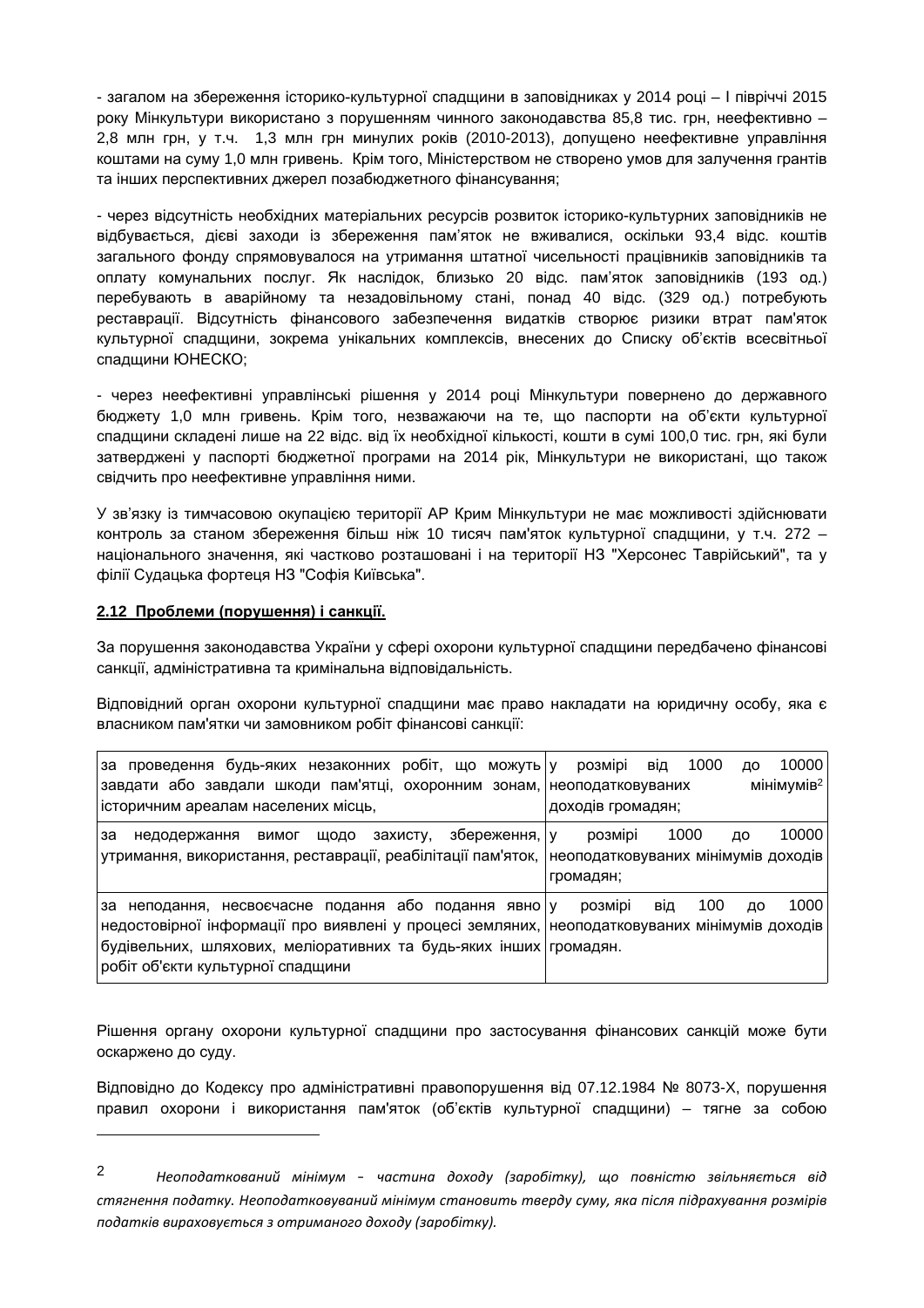- загалом на збереження історико-культурної спадщини в заповідниках у 2014 році – І півріччі 2015 року Мінкультури використано з порушенням чинного законодавства 85,8 тис. грн, неефективно – 2,8 млн грн, у т.ч. 1,3 млн грн минулих років (2010-2013), допущено неефективне управління коштами на суму 1,0 млн гривень. Крім того, Міністерством не створено умов для залучення грантів та інших перспективних джерел позабюджетного фінансування;

- через відсутність необхідних матеріальних ресурсів розвиток історико-культурних заповідників не відбувається, дієві заходи із збереження пам'яток не вживалися, оскільки 93,4 відс. коштів загального фонду спрямовувалося на утримання штатної чисельності працівників заповідників та оплату комунальних послуг. Як наслідок, близько 20 відс. пам'яток заповідників (193 од.) перебувають в аварійному та незадовільному стані, понад 40 відс. (329 од.) потребують реставрації. Відсутність фінансового забезпечення видатків створює ризики втрат пам'яток культурної спадщини, зокрема унікальних комплексів, внесених до Списку об'єктів всесвітньої спадщини ЮНЕСКО;

- через неефективні управлінські рішення у 2014 році Мінкультури повернено до державного бюджету 1,0 млн гривень. Крім того, незважаючи на те, що паспорти на об'єкти культурної спадщини складені лише на 22 відс. від їх необхідної кількості, кошти в сумі 100,0 тис. грн, які були затверджені у паспорті бюджетної програми на 2014 рік, Мінкультури не використані, що також свідчить про неефективне управління ними.

У зв'язку із тимчасовою окупацією території АР Крим Мінкультури не має можливості здійснювати контроль за станом збереження більш ніж 10 тисяч пам'яток культурної спадщини, у т.ч. 272 – національного значення, які частково розташовані і на території НЗ "Херсонес Таврійський", та у філії Судацька фортеця НЗ "Софія Київська".

**2.12 Проблеми (порушення) і санкції.**

За порушення законодавства України у сфері охорони культурної спадщини передбачено фінансові санкції, адміністративна та кримінальна відповідальність.

Відповідний орган охорони культурної спадщини має право накладати на юридичну особу, яка є власником пам'ятки чи замовником робіт фінансові санкції:

| | |
|---|---|
| за проведення будь-яких незаконних робіт, що можуть завдати або завдали шкоди пам'ятці, охоронним зонам, історичним ареалам населених місць, | у розмірі від 1000 до 10000 неоподатковуваних мінімумів[2] доходів громадян; |
| за недодержання вимог щодо захисту, збереження, утримання, використання, реставрації, реабілітації пам'яток, | у розмірі 1000 до 10000 неоподатковуваних мінімумів доходів громадян; |
| за неподання, несвоєчасне подання або подання явно недостовірної інформації про виявлені у процесі земляних, будівельних, шляхових, меліоративних та будь-яких інших робіт об'єкти культурної спадщини | у розмірі від 100 до 1000 неоподатковуваних мінімумів доходів громадян. |

Рішення органу охорони культурної спадщини про застосування фінансових санкцій може бути оскаржено до суду.

Відповідно до Кодексу про адміністративні правопорушення від 07.12.1984 № 8073-Х, порушення правил охорони і використання пам'яток (об'єктів культурної спадщини) – тягне за собою

---

[2] *Неоподаткований мінімум – частина доходу (заробітку), що повністю звільняється від стягнення податку. Неоподатковуваний мінімум становить тверду суму, яка після підрахування розмірів податків вираховується з отриманого доходу (заробітку).*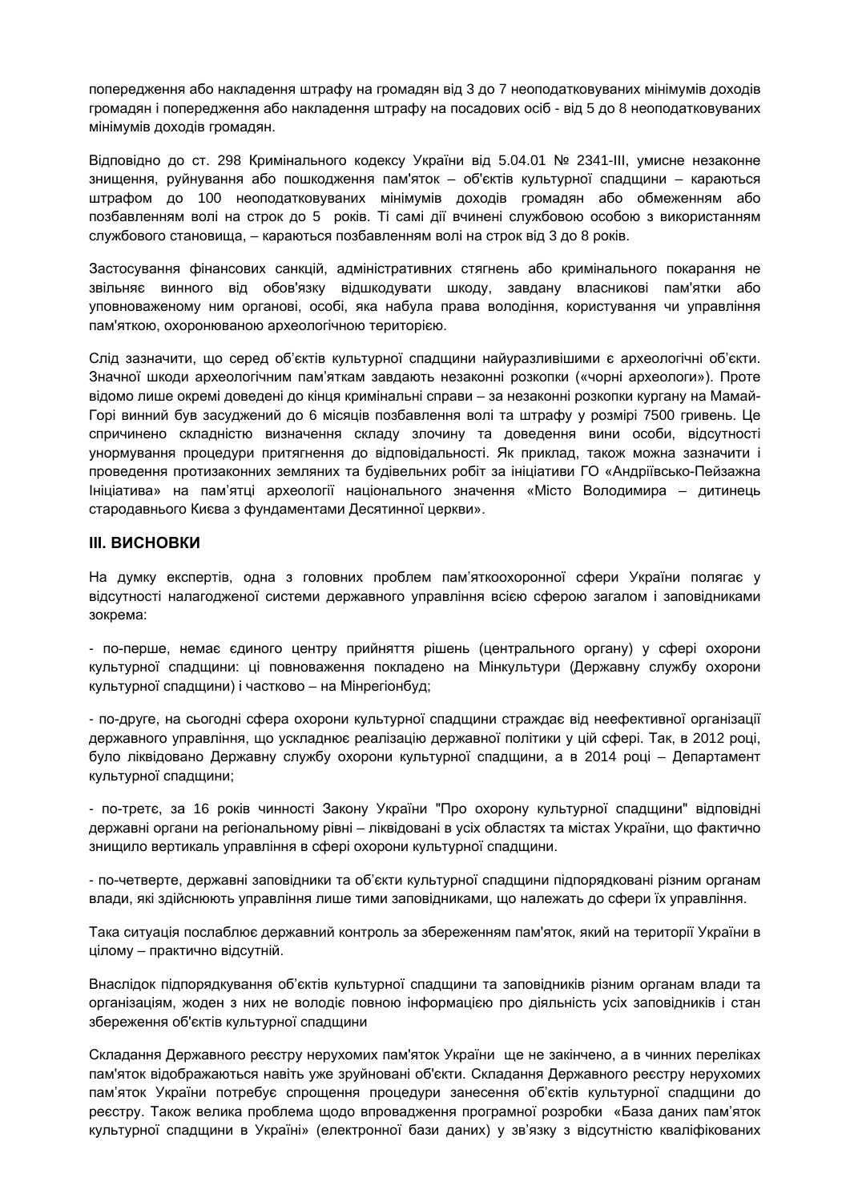попередження або накладення штрафу на громадян від 3 до 7 неоподатковуваних мінімумів доходів громадян і попередження або накладення штрафу на посадових осіб - від 5 до 8 неоподатковуваних мінімумів доходів громадян.

Відповідно до ст. 298 Кримінального кодексу України від 5.04.01 № 2341-ІІІ, умисне незаконне знищення, руйнування або пошкодження пам'яток – об'єктів культурної спадщини – караються штрафом до 100 неоподатковуваних мінімумів доходів громадян або обмеженням або позбавленням волі на строк до 5 років. Ті самі дії вчинені службовою особою з використанням службового становища, – караються позбавленням волі на строк від 3 до 8 років.

Застосування фінансових санкцій, адміністративних стягнень або кримінального покарання не звільняє винного від обов'язку відшкодувати шкоду, завдану власникові пам'ятки або уповноваженому ним органові, особі, яка набула права володіння, користування чи управління пам'яткою, охоронюваною археологічною територією.

Слід зазначити, що серед об'єктів культурної спадщини найуразливішими є археологічні об'єкти. Значної шкоди археологічним пам'яткам завдають незаконні розкопки («чорні археологи»). Проте відомо лише окремі доведені до кінця кримінальні справи – за незаконні розкопки кургану на Мамай-Горі винний був засуджений до 6 місяців позбавлення волі та штрафу у розмірі 7500 гривень. Це спричинено складністю визначення складу злочину та доведення вини особи, відсутності унормування процедури притягнення до відповідальності. Як приклад, також можна зазначити і проведення протизаконних земляних та будівельних робіт за ініціативи ГО «Андріївсько-Пейзажна Ініціатива» на пам'ятці археології національного значення «Місто Володимира – дитинець стародавнього Києва з фундаментами Десятинної церкви».

## III. ВИСНОВКИ

На думку експертів, одна з головних проблем пам'яткоохоронної сфери України полягає у відсутності налагодженої системи державного управління всією сферою загалом і заповідниками зокрема:

- по-перше, немає єдиного центру прийняття рішень (центрального органу) у сфері охорони культурної спадщини: ці повноваження покладено на Мінкультури (Державну службу охорони культурної спадщини) і частково – на Мінрегіонбуд;

- по-друге, на сьогодні сфера охорони культурної спадщини страждає від неефективної організації державного управління, що ускладнює реалізацію державної політики у цій сфері. Так, в 2012 році, було ліквідовано Державну службу охорони культурної спадщини, а в 2014 році – Департамент культурної спадщини;

- по-третє, за 16 років чинності Закону України "Про охорону культурної спадщини" відповідні державні органи на регіональному рівні – ліквідовані в усіх областях та містах України, що фактично знищило вертикаль управління в сфері охорони культурної спадщини.

- по-четверте, державні заповідники та об'єкти культурної спадщини підпорядковані різним органам влади, які здійснюють управління лише тими заповідниками, що належать до сфери їх управління.

Така ситуація послаблює державний контроль за збереженням пам'яток, який на території України в цілому – практично відсутній.

Внаслідок підпорядкування об'єктів культурної спадщини та заповідників різним органам влади та організаціям, жоден з них не володіє повною інформацією про діяльність усіх заповідників і стан збереження об'єктів культурної спадщини

Складання Державного реєстру нерухомих пам'яток України ще не закінчено, а в чинних переліках пам'яток відображаються навіть уже зруйновані об'єкти. Складання Державного реєстру нерухомих пам'яток України потребує спрощення процедури занесення об'єктів культурної спадщини до реєстру. Також велика проблема щодо впровадження програмної розробки «База даних пам'яток культурної спадщини в Україні» (електронної бази даних) у зв'язку з відсутністю кваліфікованих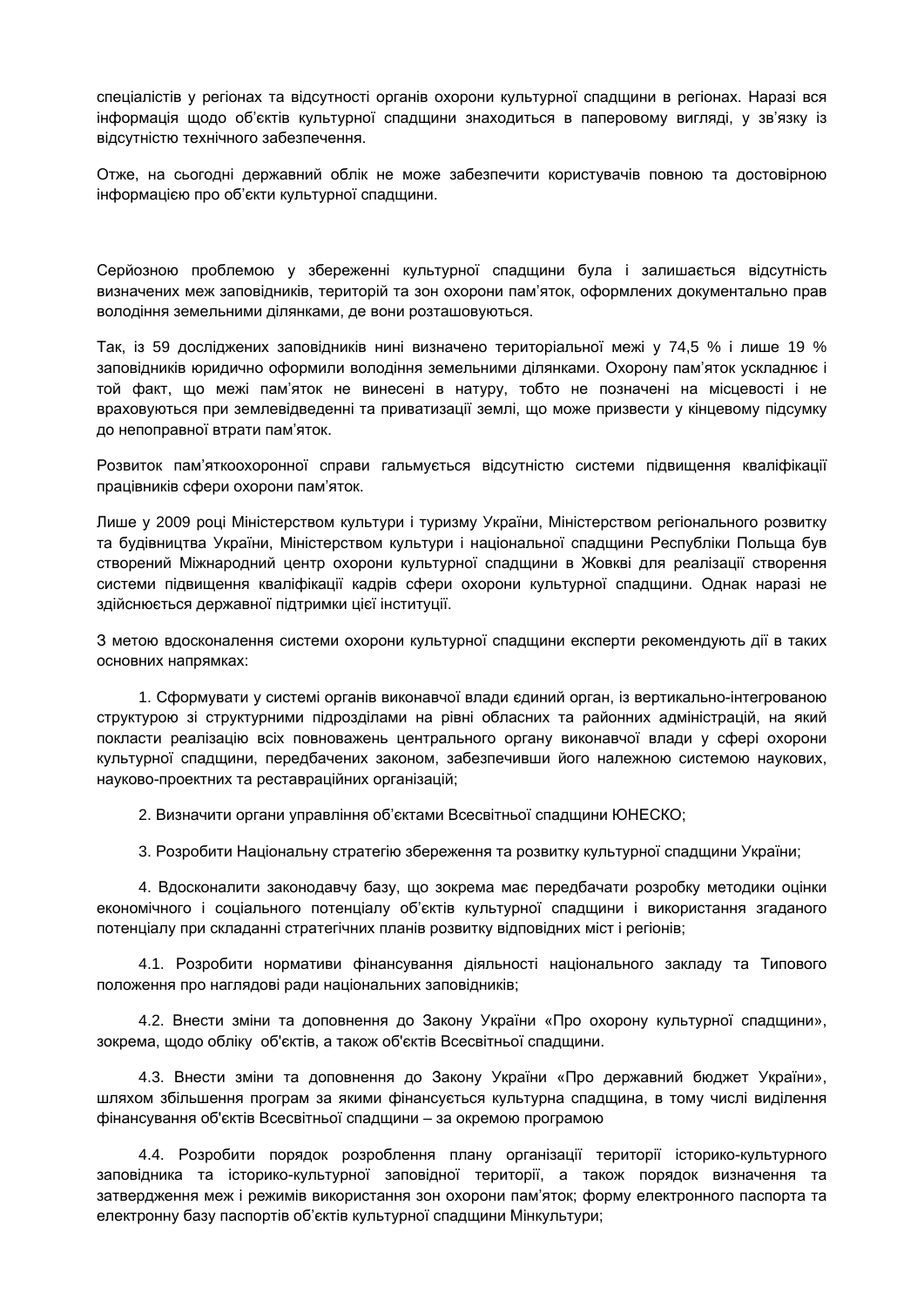спеціалістів у регіонах та відсутності органів охорони культурної спадщини в регіонах. Наразі вся інформація щодо об'єктів культурної спадщини знаходиться в паперовому вигляді, у зв'язку із відсутністю технічного забезпечення.

Отже, на сьогодні державний облік не може забезпечити користувачів повною та достовірною інформацією про об'єкти культурної спадщини.

Серйозною проблемою у збереженні культурної спадщини була і залишається відсутність визначених меж заповідників, територій та зон охорони пам'яток, оформлених документально прав володіння земельними ділянками, де вони розташовуються.

Так, із 59 досліджених заповідників нині визначено територіальної межі у 74,5 % і лише 19 % заповідників юридично оформили володіння земельними ділянками. Охорону пам'яток ускладнює і той факт, що межі пам'яток не винесені в натуру, тобто не позначені на місцевості і не враховуються при землевідведенні та приватизації землі, що може призвести у кінцевому підсумку до непоправної втрати пам'яток.

Розвиток пам'яткоохоронної справи гальмується відсутністю системи підвищення кваліфікації працівників сфери охорони пам'яток.

Лише у 2009 році Міністерством культури і туризму України, Міністерством регіонального розвитку та будівництва України, Міністерством культури і національної спадщини Республіки Польща був створений Міжнародний центр охорони культурної спадщини в Жовкві для реалізації створення системи підвищення кваліфікації кадрів сфери охорони культурної спадщини. Однак наразі не здійснюється державної підтримки цієї інституції.

З метою вдосконалення системи охорони культурної спадщини експерти рекомендують дії в таких основних напрямках:

1. Сформувати у системі органів виконавчої влади єдиний орган, із вертикально-інтегрованою структурою зі структурними підрозділами на рівні обласних та районних адміністрацій, на який покласти реалізацію всіх повноважень центрального органу виконавчої влади у сфері охорони культурної спадщини, передбачених законом, забезпечивши його належною системою наукових, науково-проектних та реставраційних організацій;

2. Визначити органи управління об'єктами Всесвітньої спадщини ЮНЕСКО;

3. Розробити Національну стратегію збереження та розвитку культурної спадщини України;

4. Вдосконалити законодавчу базу, що зокрема має передбачати розробку методики оцінки економічного і соціального потенціалу об'єктів культурної спадщини і використання згаданого потенціалу при складанні стратегічних планів розвитку відповідних міст і регіонів;

4.1. Розробити нормативи фінансування діяльності національного закладу та Типового положення про наглядові ради національних заповідників;

4.2. Внести зміни та доповнення до Закону України «Про охорону культурної спадщини», зокрема, щодо обліку об'єктів, а також об'єктів Всесвітньої спадщини.

4.3. Внести зміни та доповнення до Закону України «Про державний бюджет України», шляхом збільшення програм за якими фінансується культурна спадщина, в тому числі виділення фінансування об'єктів Всесвітньої спадщини – за окремою програмою

4.4. Розробити порядок розроблення плану організації території історико-культурного заповідника та історико-культурної заповідної території, а також порядок визначення та затвердження меж і режимів використання зон охорони пам'яток; форму електронного паспорта та електронну базу паспортів об'єктів культурної спадщини Мінкультури;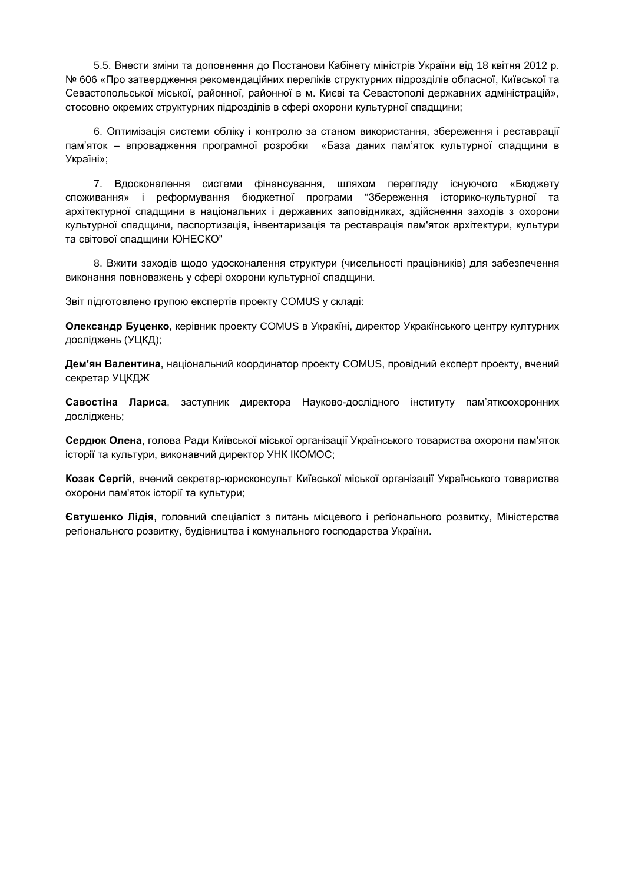5.5. Внести зміни та доповнення до Постанови Кабінету міністрів України від 18 квітня 2012 р. № 606 «Про затвердження рекомендаційних переліків структурних підрозділів обласної, Київської та Севастопольської міської, районної, районної в м. Києві та Севастополі державних адміністрацій», стосовно окремих структурних підрозділів в сфері охорони культурної спадщини;

6. Оптимізація системи обліку і контролю за станом використання, збереження і реставрації пам'яток – впровадження програмної розробки «База даних пам'яток культурної спадщини в Україні»;

7. Вдосконалення системи фінансування, шляхом перегляду існуючого «Бюджету споживання» і реформування бюджетної програми "Збереження історико-культурної та архітектурної спадщини в національних і державних заповідниках, здійснення заходів з охорони культурної спадщини, паспортизація, інвентаризація та реставрація пам'яток архітектури, культури та світової спадщини ЮНЕСКО"

8. Вжити заходів щодо удосконалення структури (чисельності працівників) для забезпечення виконання повноважень у сфері охорони культурної спадщини.

Звіт підготовлено групою експертів проекту COMUS у складі:

**Олександр Буценко**, керівник проекту COMUS в Україні, директор Українського центру културних досліджень (УЦКД);

**Дем'ян Валентина**, національний координатор проекту COMUS, провідний експерт проекту, вчений секретар УЦКДЖ

**Савостіна Лариса**, заступник директора Науково-дослідного інституту пам'яткоохоронних досліджень;

**Сердюк Олена**, голова Ради Київської міської організації Українського товариства охорони пам'яток історії та культури, виконавчий директор УНК ІКОМОС;

**Козак Сергій**, вчений секретар-юрисконсульт Київської міської організації Українського товариства охорони пам'яток історії та культури;

**Євтушенко Лідія**, головний спеціаліст з питань місцевого і регіонального розвитку, Міністерства регіонального розвитку, будівництва і комунального господарства України.